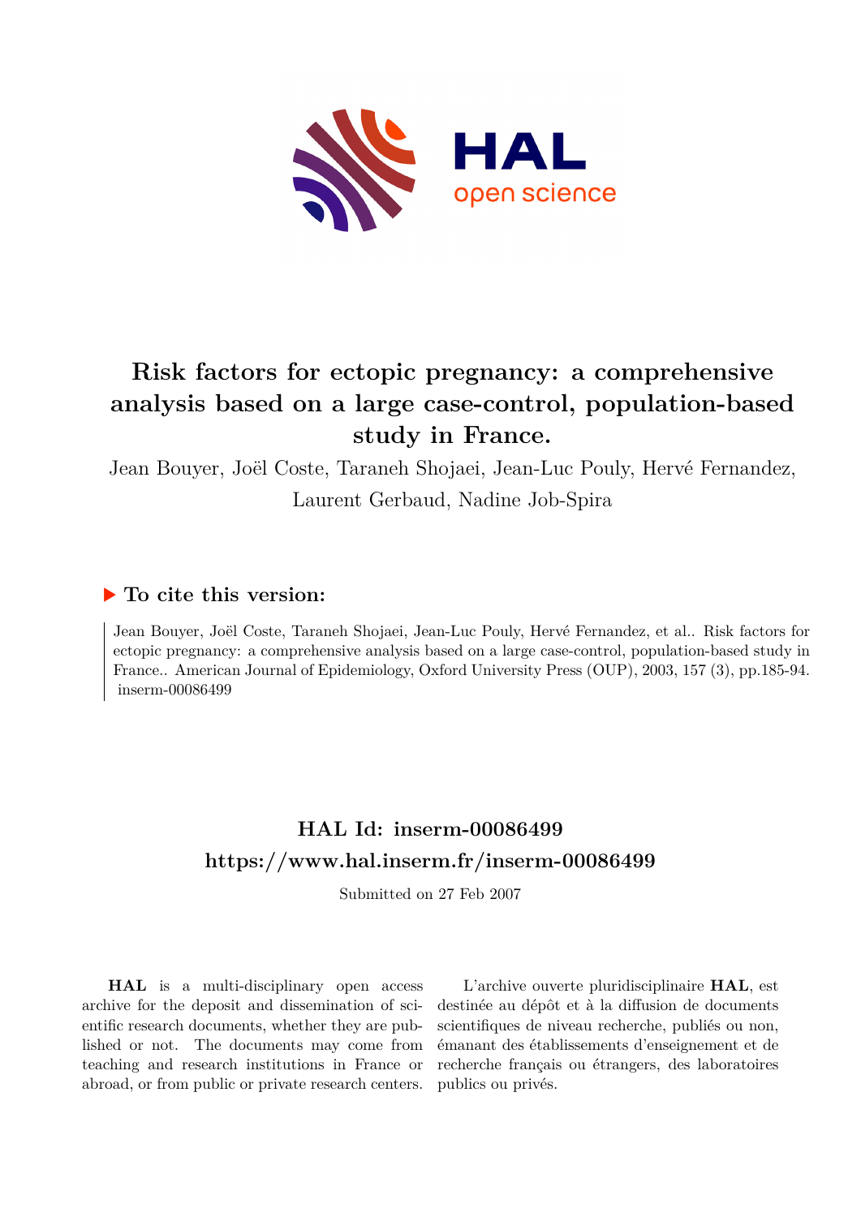# Risk factors for ectopic pregnancy: a comprehensive analysis based on a large case-control, population-based study in France.

Jean Bouyer, Joël Coste, Taraneh Shojaei, Jean-Luc Pouly, Hervé Fernandez, Laurent Gerbaud, Nadine Job-Spira

## ▶ To cite this version:

Jean Bouyer, Joël Coste, Taraneh Shojaei, Jean-Luc Pouly, Hervé Fernandez, et al.. Risk factors for ectopic pregnancy: a comprehensive analysis based on a large case-control, population-based study in France.. American Journal of Epidemiology, Oxford University Press (OUP), 2003, 157 (3), pp.185-94. inserm-00086499

## HAL Id: inserm-00086499
## https://www.hal.inserm.fr/inserm-00086499

Submitted on 27 Feb 2007

**HAL** is a multi-disciplinary open access archive for the deposit and dissemination of scientific research documents, whether they are published or not. The documents may come from teaching and research institutions in France or abroad, or from public or private research centers.

L'archive ouverte pluridisciplinaire **HAL**, est destinée au dépôt et à la diffusion de documents scientifiques de niveau recherche, publiés ou non, émanant des établissements d'enseignement et de recherche français ou étrangers, des laboratoires publics ou privés.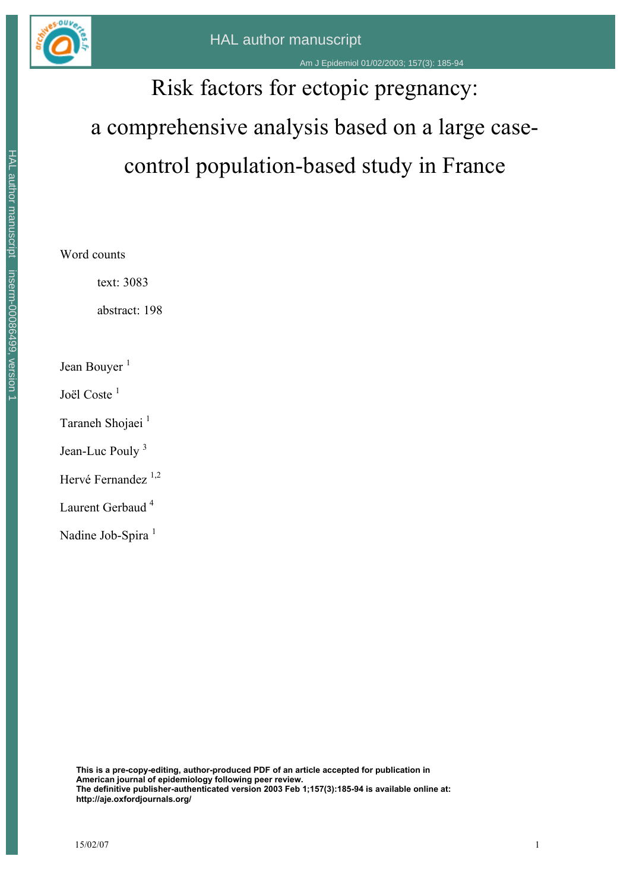# Risk factors for ectopic pregnancy: a comprehensive analysis based on a large case-control population-based study in France

Word counts

text: 3083

abstract: 198

Jean Bouyer [1]

Joël Coste [1]

Taraneh Shojaei [1]

Jean-Luc Pouly [3]

Hervé Fernandez [1,2]

Laurent Gerbaud [4]

Nadine Job-Spira [1]

**This is a pre-copy-editing, author-produced PDF of an article accepted for publication in American journal of epidemiology following peer review.**
**The definitive publisher-authenticated version 2003 Feb 1;157(3):185-94 is available online at: http://aje.oxfordjournals.org/**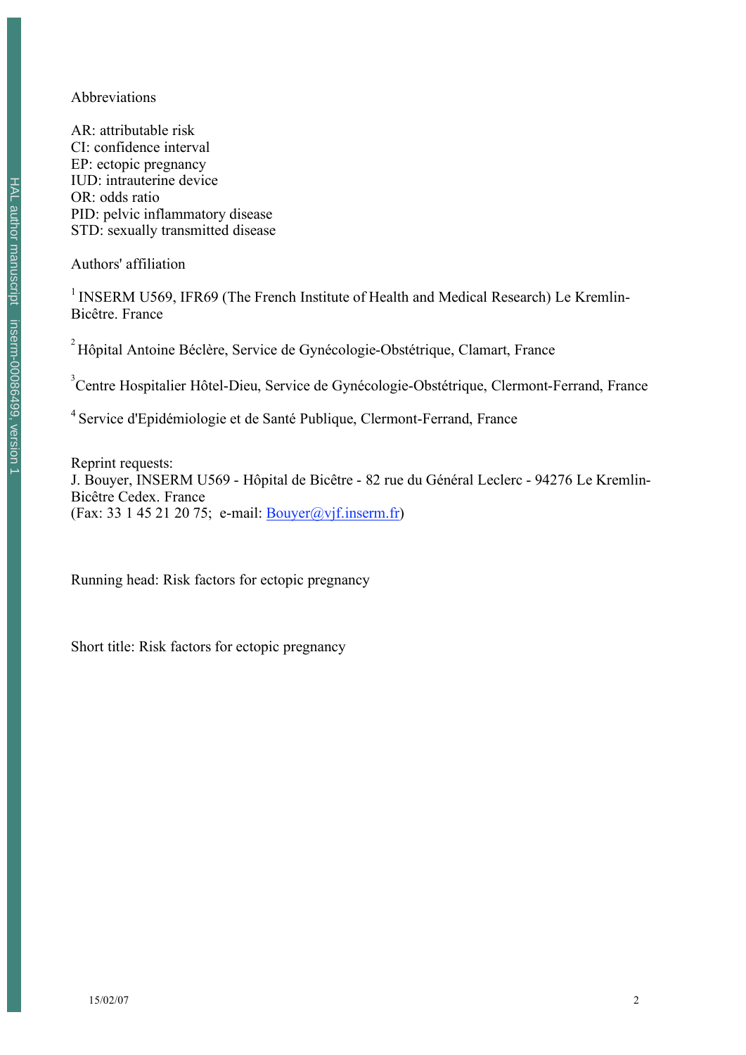Abbreviations

AR: attributable risk
CI: confidence interval
EP: ectopic pregnancy
IUD: intrauterine device
OR: odds ratio
PID: pelvic inflammatory disease
STD: sexually transmitted disease

Authors' affiliation

[1] INSERM U569, IFR69 (The French Institute of Health and Medical Research) Le Kremlin-Bicêtre. France

[2] Hôpital Antoine Béclère, Service de Gynécologie-Obstétrique, Clamart, France

[3] Centre Hospitalier Hôtel-Dieu, Service de Gynécologie-Obstétrique, Clermont-Ferrand, France

[4] Service d'Epidémiologie et de Santé Publique, Clermont-Ferrand, France

Reprint requests:
J. Bouyer, INSERM U569 - Hôpital de Bicêtre - 82 rue du Général Leclerc - 94276 Le Kremlin-Bicêtre Cedex. France
(Fax: 33 1 45 21 20 75; e-mail: Bouyer@vjf.inserm.fr)

Running head: Risk factors for ectopic pregnancy

Short title: Risk factors for ectopic pregnancy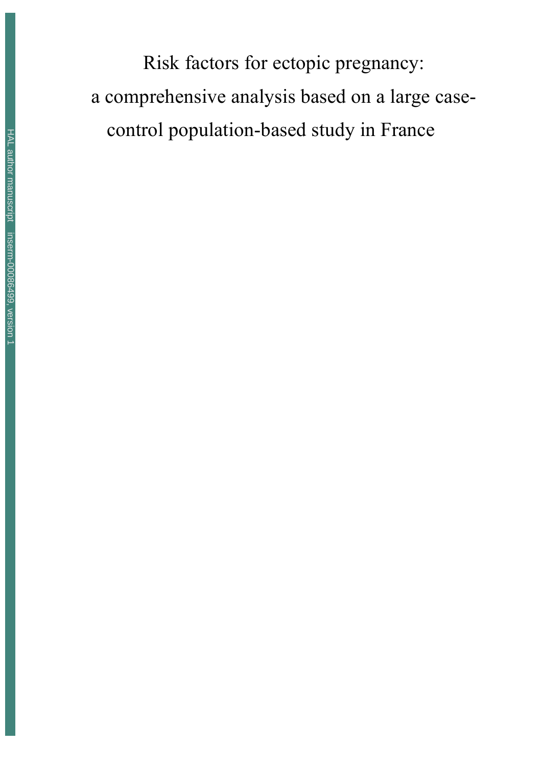# Risk factors for ectopic pregnancy: a comprehensive analysis based on a large case-control population-based study in France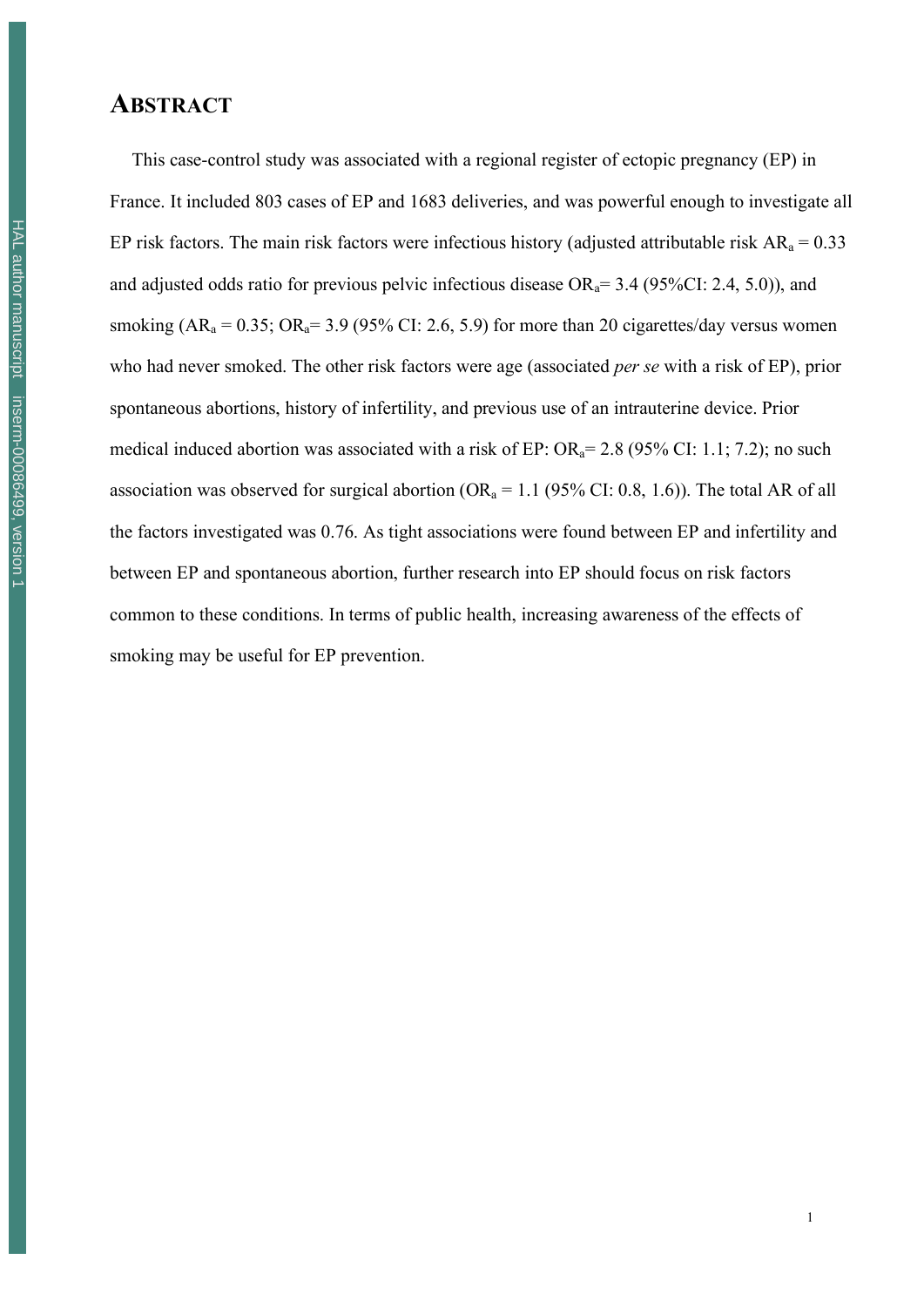# ABSTRACT

This case-control study was associated with a regional register of ectopic pregnancy (EP) in France. It included 803 cases of EP and 1683 deliveries, and was powerful enough to investigate all EP risk factors. The main risk factors were infectious history (adjusted attributable risk $AR_a = 0.33$ and adjusted odds ratio for previous pelvic infectious disease $OR_a = 3.4$ (95%CI: 2.4, 5.0)), and smoking ($AR_a = 0.35$; $OR_a = 3.9$ (95% CI: 2.6, 5.9) for more than 20 cigarettes/day versus women who had never smoked. The other risk factors were age (associated *per se* with a risk of EP), prior spontaneous abortions, history of infertility, and previous use of an intrauterine device. Prior medical induced abortion was associated with a risk of EP: $OR_a = 2.8$ (95% CI: 1.1; 7.2); no such association was observed for surgical abortion ($OR_a = 1.1$ (95% CI: 0.8, 1.6)). The total AR of all the factors investigated was 0.76. As tight associations were found between EP and infertility and between EP and spontaneous abortion, further research into EP should focus on risk factors common to these conditions. In terms of public health, increasing awareness of the effects of smoking may be useful for EP prevention.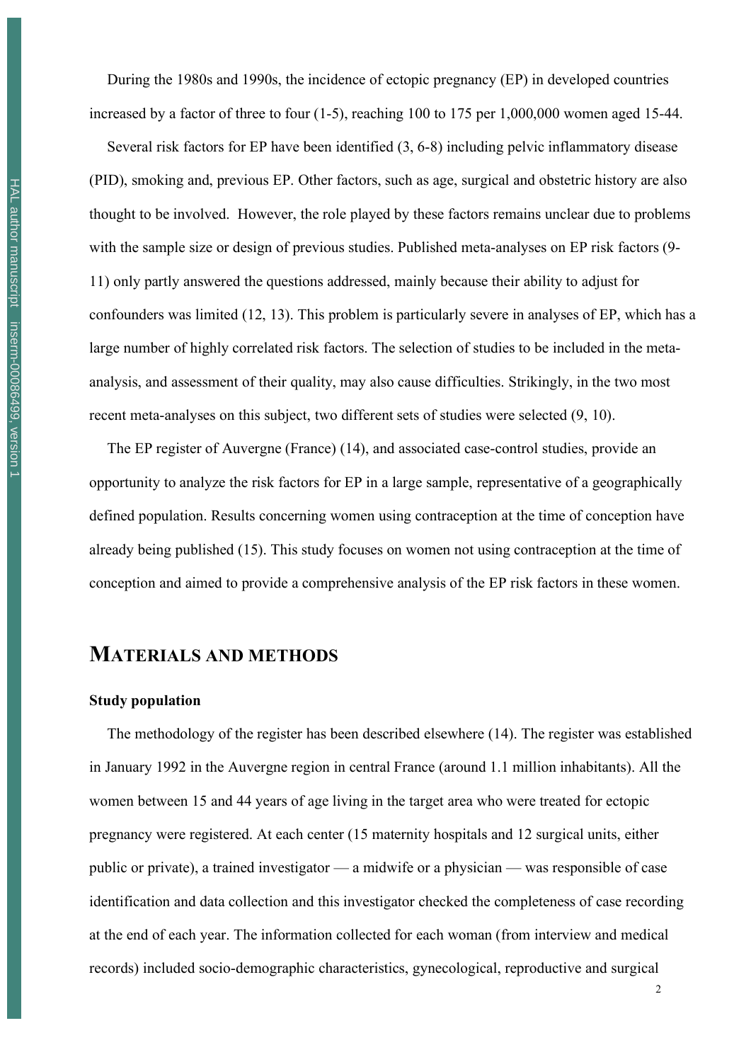During the 1980s and 1990s, the incidence of ectopic pregnancy (EP) in developed countries increased by a factor of three to four (1-5), reaching 100 to 175 per 1,000,000 women aged 15-44.

Several risk factors for EP have been identified (3, 6-8) including pelvic inflammatory disease (PID), smoking and, previous EP. Other factors, such as age, surgical and obstetric history are also thought to be involved. However, the role played by these factors remains unclear due to problems with the sample size or design of previous studies. Published meta-analyses on EP risk factors (9-11) only partly answered the questions addressed, mainly because their ability to adjust for confounders was limited (12, 13). This problem is particularly severe in analyses of EP, which has a large number of highly correlated risk factors. The selection of studies to be included in the meta-analysis, and assessment of their quality, may also cause difficulties. Strikingly, in the two most recent meta-analyses on this subject, two different sets of studies were selected (9, 10).

The EP register of Auvergne (France) (14), and associated case-control studies, provide an opportunity to analyze the risk factors for EP in a large sample, representative of a geographically defined population. Results concerning women using contraception at the time of conception have already being published (15). This study focuses on women not using contraception at the time of conception and aimed to provide a comprehensive analysis of the EP risk factors in these women.

# MATERIALS AND METHODS

### Study population

The methodology of the register has been described elsewhere (14). The register was established in January 1992 in the Auvergne region in central France (around 1.1 million inhabitants). All the women between 15 and 44 years of age living in the target area who were treated for ectopic pregnancy were registered. At each center (15 maternity hospitals and 12 surgical units, either public or private), a trained investigator — a midwife or a physician — was responsible of case identification and data collection and this investigator checked the completeness of case recording at the end of each year. The information collected for each woman (from interview and medical records) included socio-demographic characteristics, gynecological, reproductive and surgical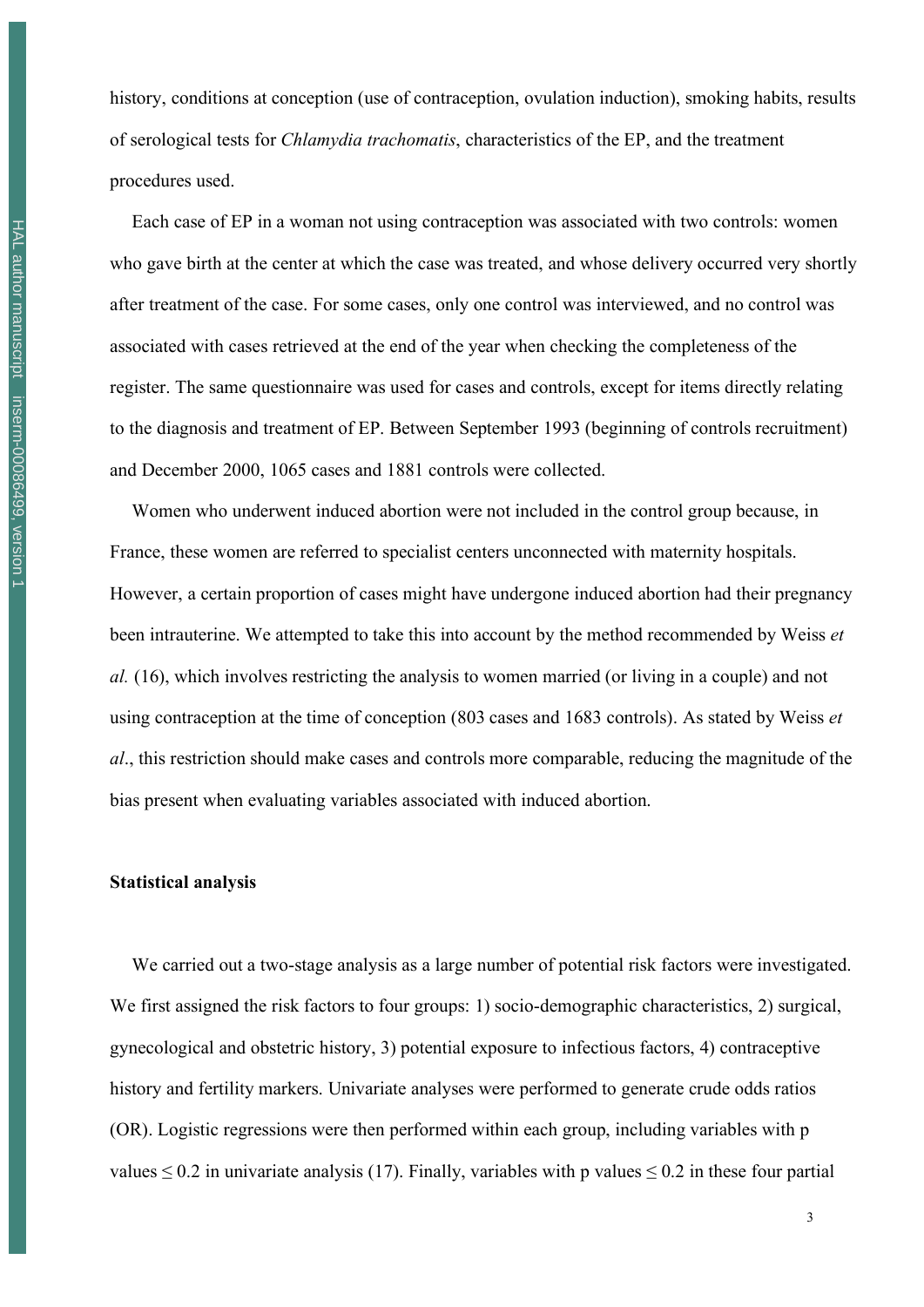history, conditions at conception (use of contraception, ovulation induction), smoking habits, results of serological tests for *Chlamydia trachomatis*, characteristics of the EP, and the treatment procedures used.

Each case of EP in a woman not using contraception was associated with two controls: women who gave birth at the center at which the case was treated, and whose delivery occurred very shortly after treatment of the case. For some cases, only one control was interviewed, and no control was associated with cases retrieved at the end of the year when checking the completeness of the register. The same questionnaire was used for cases and controls, except for items directly relating to the diagnosis and treatment of EP. Between September 1993 (beginning of controls recruitment) and December 2000, 1065 cases and 1881 controls were collected.

Women who underwent induced abortion were not included in the control group because, in France, these women are referred to specialist centers unconnected with maternity hospitals. However, a certain proportion of cases might have undergone induced abortion had their pregnancy been intrauterine. We attempted to take this into account by the method recommended by Weiss *et al.* (16), which involves restricting the analysis to women married (or living in a couple) and not using contraception at the time of conception (803 cases and 1683 controls). As stated by Weiss *et al*., this restriction should make cases and controls more comparable, reducing the magnitude of the bias present when evaluating variables associated with induced abortion.

**Statistical analysis**

We carried out a two-stage analysis as a large number of potential risk factors were investigated. We first assigned the risk factors to four groups: 1) socio-demographic characteristics, 2) surgical, gynecological and obstetric history, 3) potential exposure to infectious factors, 4) contraceptive history and fertility markers. Univariate analyses were performed to generate crude odds ratios (OR). Logistic regressions were then performed within each group, including variables with p values $\leq 0.2$ in univariate analysis (17). Finally, variables with p values $\leq 0.2$ in these four partial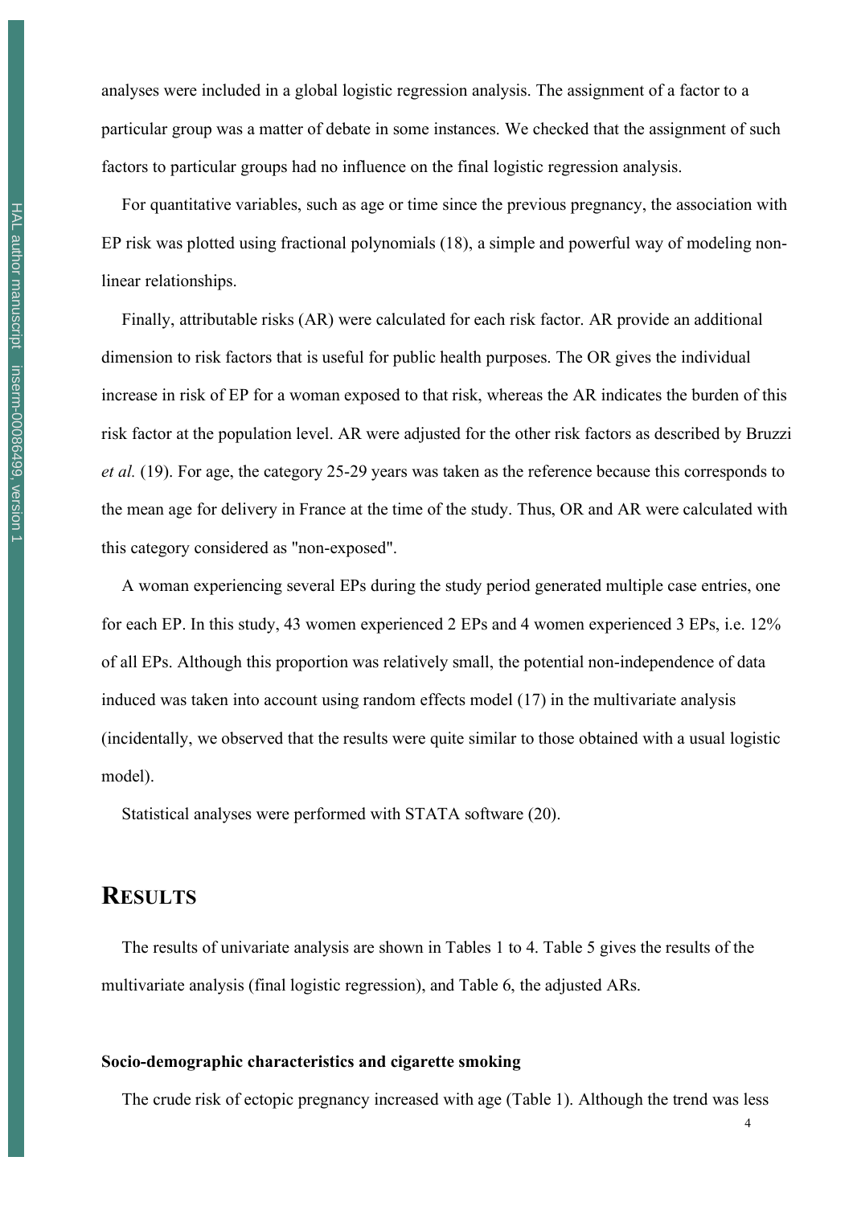analyses were included in a global logistic regression analysis. The assignment of a factor to a particular group was a matter of debate in some instances. We checked that the assignment of such factors to particular groups had no influence on the final logistic regression analysis.

For quantitative variables, such as age or time since the previous pregnancy, the association with EP risk was plotted using fractional polynomials (18), a simple and powerful way of modeling non-linear relationships.

Finally, attributable risks (AR) were calculated for each risk factor. AR provide an additional dimension to risk factors that is useful for public health purposes. The OR gives the individual increase in risk of EP for a woman exposed to that risk, whereas the AR indicates the burden of this risk factor at the population level. AR were adjusted for the other risk factors as described by Bruzzi *et al.* (19). For age, the category 25-29 years was taken as the reference because this corresponds to the mean age for delivery in France at the time of the study. Thus, OR and AR were calculated with this category considered as "non-exposed".

A woman experiencing several EPs during the study period generated multiple case entries, one for each EP. In this study, 43 women experienced 2 EPs and 4 women experienced 3 EPs, i.e. 12% of all EPs. Although this proportion was relatively small, the potential non-independence of data induced was taken into account using random effects model (17) in the multivariate analysis (incidentally, we observed that the results were quite similar to those obtained with a usual logistic model).

Statistical analyses were performed with STATA software (20).

# RESULTS

The results of univariate analysis are shown in Tables 1 to 4. Table 5 gives the results of the multivariate analysis (final logistic regression), and Table 6, the adjusted ARs.

### Socio-demographic characteristics and cigarette smoking

The crude risk of ectopic pregnancy increased with age (Table 1). Although the trend was less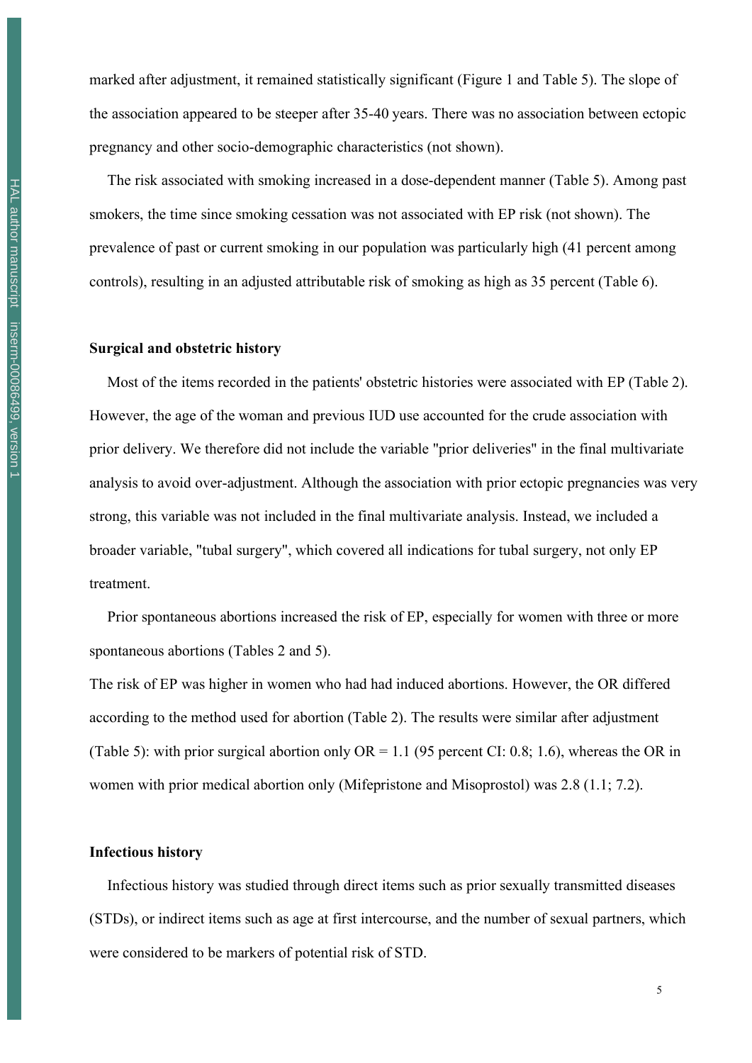marked after adjustment, it remained statistically significant (Figure 1 and Table 5). The slope of the association appeared to be steeper after 35-40 years. There was no association between ectopic pregnancy and other socio-demographic characteristics (not shown).

The risk associated with smoking increased in a dose-dependent manner (Table 5). Among past smokers, the time since smoking cessation was not associated with EP risk (not shown). The prevalence of past or current smoking in our population was particularly high (41 percent among controls), resulting in an adjusted attributable risk of smoking as high as 35 percent (Table 6).

**Surgical and obstetric history**

Most of the items recorded in the patients' obstetric histories were associated with EP (Table 2). However, the age of the woman and previous IUD use accounted for the crude association with prior delivery. We therefore did not include the variable "prior deliveries" in the final multivariate analysis to avoid over-adjustment. Although the association with prior ectopic pregnancies was very strong, this variable was not included in the final multivariate analysis. Instead, we included a broader variable, "tubal surgery", which covered all indications for tubal surgery, not only EP treatment.

Prior spontaneous abortions increased the risk of EP, especially for women with three or more spontaneous abortions (Tables 2 and 5).

The risk of EP was higher in women who had had induced abortions. However, the OR differed according to the method used for abortion (Table 2). The results were similar after adjustment (Table 5): with prior surgical abortion only OR = 1.1 (95 percent CI: 0.8; 1.6), whereas the OR in women with prior medical abortion only (Mifepristone and Misoprostol) was 2.8 (1.1; 7.2).

**Infectious history**

Infectious history was studied through direct items such as prior sexually transmitted diseases (STDs), or indirect items such as age at first intercourse, and the number of sexual partners, which were considered to be markers of potential risk of STD.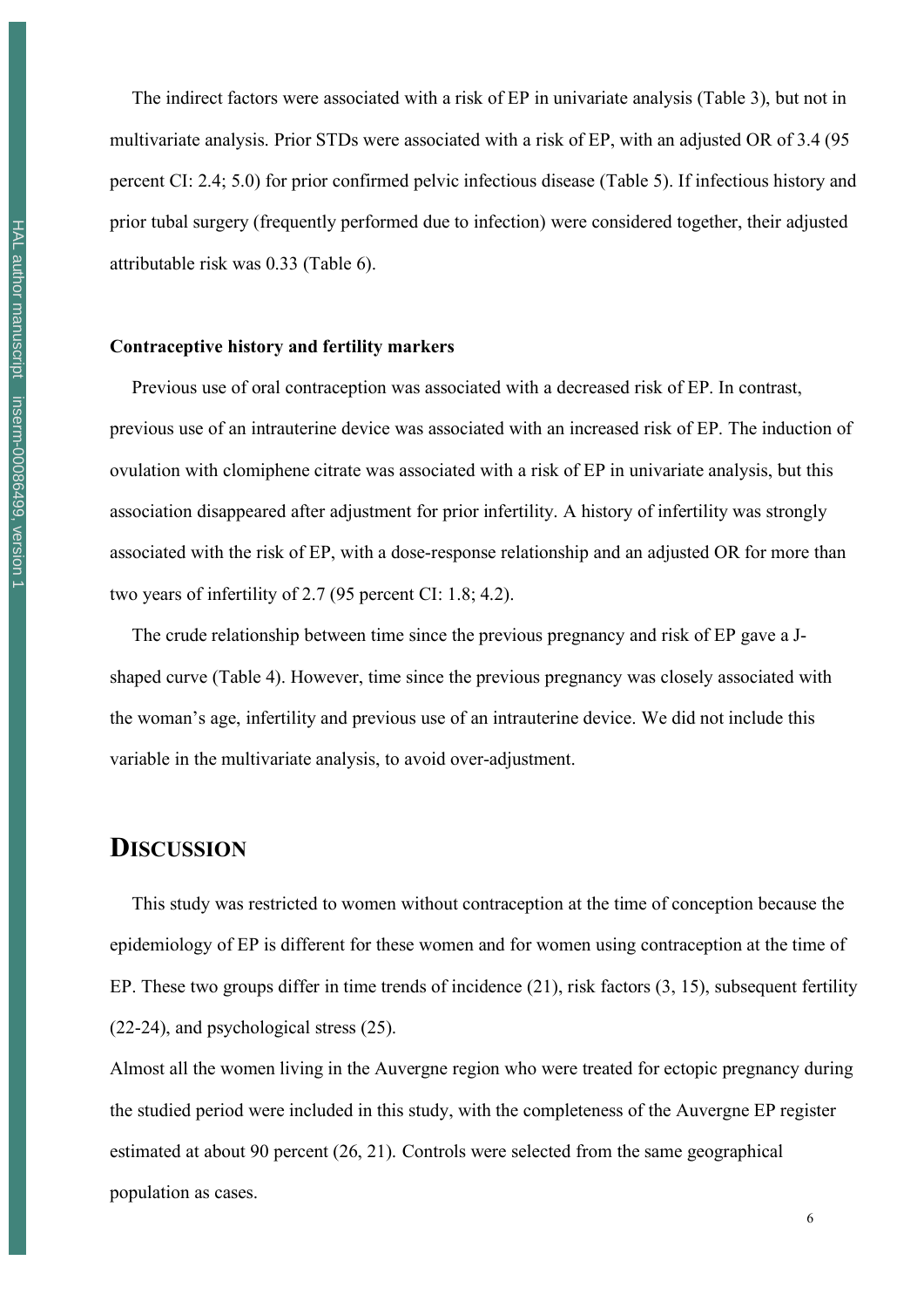The indirect factors were associated with a risk of EP in univariate analysis (Table 3), but not in multivariate analysis. Prior STDs were associated with a risk of EP, with an adjusted OR of 3.4 (95 percent CI: 2.4; 5.0) for prior confirmed pelvic infectious disease (Table 5). If infectious history and prior tubal surgery (frequently performed due to infection) were considered together, their adjusted attributable risk was 0.33 (Table 6).

**Contraceptive history and fertility markers**

Previous use of oral contraception was associated with a decreased risk of EP. In contrast, previous use of an intrauterine device was associated with an increased risk of EP. The induction of ovulation with clomiphene citrate was associated with a risk of EP in univariate analysis, but this association disappeared after adjustment for prior infertility. A history of infertility was strongly associated with the risk of EP, with a dose-response relationship and an adjusted OR for more than two years of infertility of 2.7 (95 percent CI: 1.8; 4.2).

The crude relationship between time since the previous pregnancy and risk of EP gave a J-shaped curve (Table 4). However, time since the previous pregnancy was closely associated with the woman's age, infertility and previous use of an intrauterine device. We did not include this variable in the multivariate analysis, to avoid over-adjustment.

# DISCUSSION

This study was restricted to women without contraception at the time of conception because the epidemiology of EP is different for these women and for women using contraception at the time of EP. These two groups differ in time trends of incidence (21), risk factors (3, 15), subsequent fertility (22-24), and psychological stress (25).

Almost all the women living in the Auvergne region who were treated for ectopic pregnancy during the studied period were included in this study, with the completeness of the Auvergne EP register estimated at about 90 percent (26, 21). Controls were selected from the same geographical population as cases.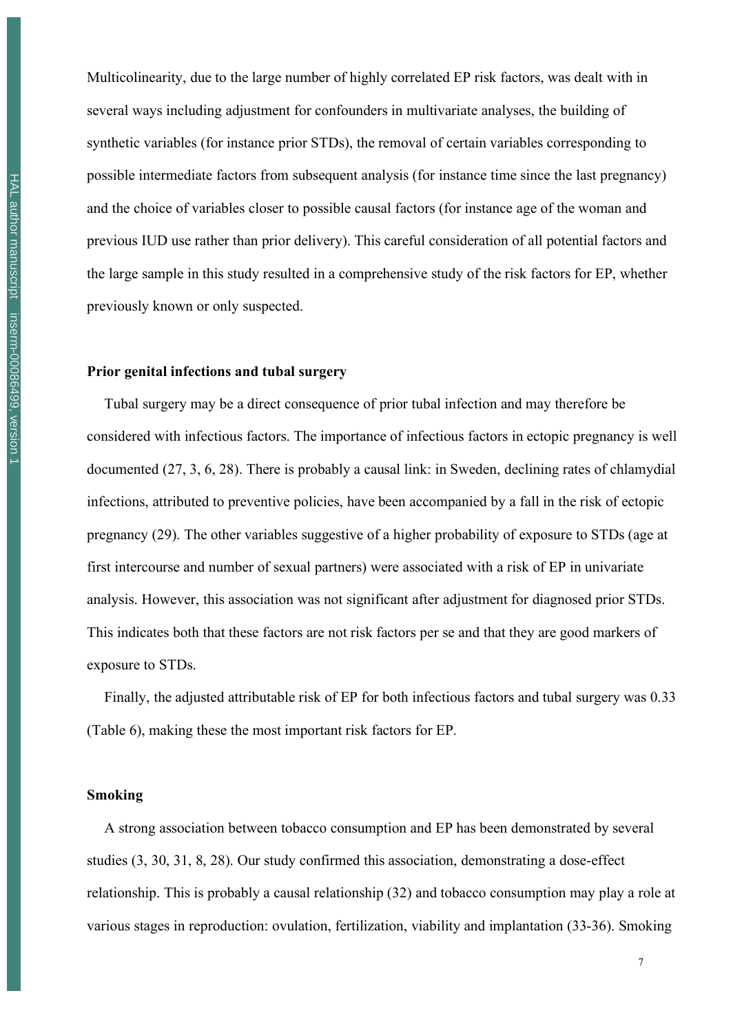Multicolinearity, due to the large number of highly correlated EP risk factors, was dealt with in several ways including adjustment for confounders in multivariate analyses, the building of synthetic variables (for instance prior STDs), the removal of certain variables corresponding to possible intermediate factors from subsequent analysis (for instance time since the last pregnancy) and the choice of variables closer to possible causal factors (for instance age of the woman and previous IUD use rather than prior delivery). This careful consideration of all potential factors and the large sample in this study resulted in a comprehensive study of the risk factors for EP, whether previously known or only suspected.

### Prior genital infections and tubal surgery

Tubal surgery may be a direct consequence of prior tubal infection and may therefore be considered with infectious factors. The importance of infectious factors in ectopic pregnancy is well documented (27, 3, 6, 28). There is probably a causal link: in Sweden, declining rates of chlamydial infections, attributed to preventive policies, have been accompanied by a fall in the risk of ectopic pregnancy (29). The other variables suggestive of a higher probability of exposure to STDs (age at first intercourse and number of sexual partners) were associated with a risk of EP in univariate analysis. However, this association was not significant after adjustment for diagnosed prior STDs. This indicates both that these factors are not risk factors per se and that they are good markers of exposure to STDs.

Finally, the adjusted attributable risk of EP for both infectious factors and tubal surgery was 0.33 (Table 6), making these the most important risk factors for EP.

### Smoking

A strong association between tobacco consumption and EP has been demonstrated by several studies (3, 30, 31, 8, 28). Our study confirmed this association, demonstrating a dose-effect relationship. This is probably a causal relationship (32) and tobacco consumption may play a role at various stages in reproduction: ovulation, fertilization, viability and implantation (33-36). Smoking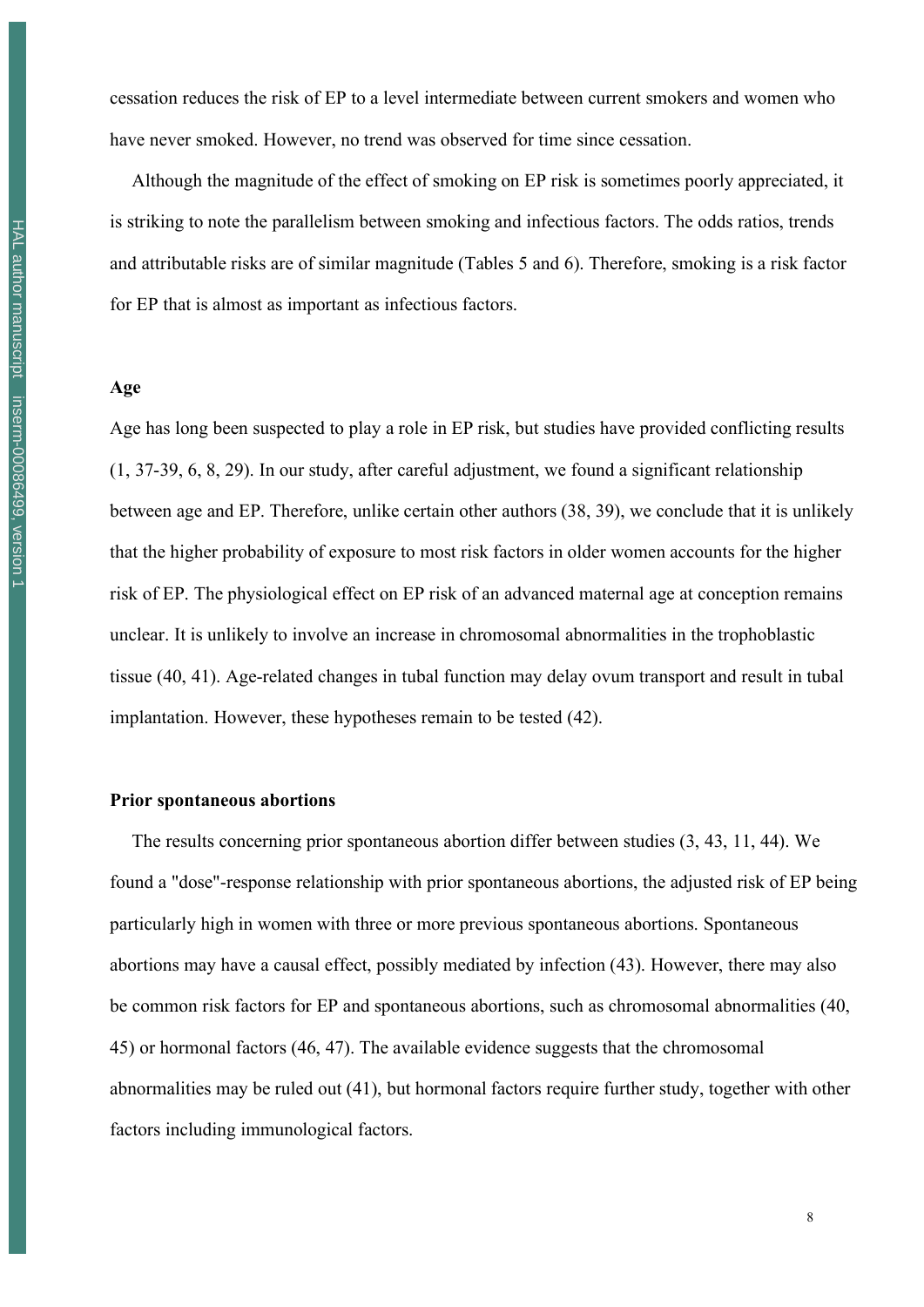cessation reduces the risk of EP to a level intermediate between current smokers and women who have never smoked. However, no trend was observed for time since cessation.

Although the magnitude of the effect of smoking on EP risk is sometimes poorly appreciated, it is striking to note the parallelism between smoking and infectious factors. The odds ratios, trends and attributable risks are of similar magnitude (Tables 5 and 6). Therefore, smoking is a risk factor for EP that is almost as important as infectious factors.

**Age**

Age has long been suspected to play a role in EP risk, but studies have provided conflicting results (1, 37-39, 6, 8, 29). In our study, after careful adjustment, we found a significant relationship between age and EP. Therefore, unlike certain other authors (38, 39), we conclude that it is unlikely that the higher probability of exposure to most risk factors in older women accounts for the higher risk of EP. The physiological effect on EP risk of an advanced maternal age at conception remains unclear. It is unlikely to involve an increase in chromosomal abnormalities in the trophoblastic tissue (40, 41). Age-related changes in tubal function may delay ovum transport and result in tubal implantation. However, these hypotheses remain to be tested (42).

**Prior spontaneous abortions**

The results concerning prior spontaneous abortion differ between studies (3, 43, 11, 44). We found a "dose"-response relationship with prior spontaneous abortions, the adjusted risk of EP being particularly high in women with three or more previous spontaneous abortions. Spontaneous abortions may have a causal effect, possibly mediated by infection (43). However, there may also be common risk factors for EP and spontaneous abortions, such as chromosomal abnormalities (40, 45) or hormonal factors (46, 47). The available evidence suggests that the chromosomal abnormalities may be ruled out (41), but hormonal factors require further study, together with other factors including immunological factors.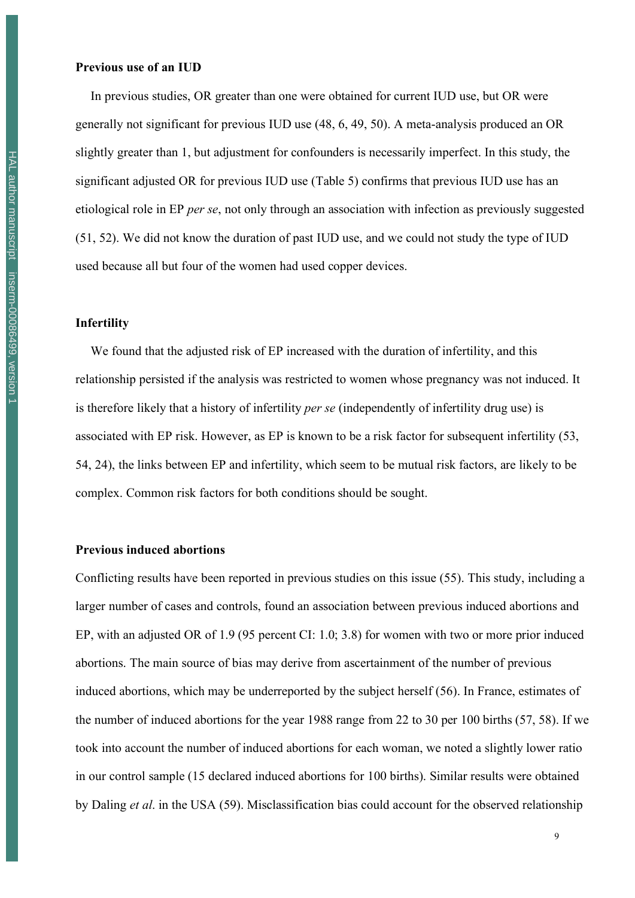**Previous use of an IUD**

In previous studies, OR greater than one were obtained for current IUD use, but OR were generally not significant for previous IUD use (48, 6, 49, 50). A meta-analysis produced an OR slightly greater than 1, but adjustment for confounders is necessarily imperfect. In this study, the significant adjusted OR for previous IUD use (Table 5) confirms that previous IUD use has an etiological role in EP *per se*, not only through an association with infection as previously suggested (51, 52). We did not know the duration of past IUD use, and we could not study the type of IUD used because all but four of the women had used copper devices.

**Infertility**

We found that the adjusted risk of EP increased with the duration of infertility, and this relationship persisted if the analysis was restricted to women whose pregnancy was not induced. It is therefore likely that a history of infertility *per se* (independently of infertility drug use) is associated with EP risk. However, as EP is known to be a risk factor for subsequent infertility (53, 54, 24), the links between EP and infertility, which seem to be mutual risk factors, are likely to be complex. Common risk factors for both conditions should be sought.

**Previous induced abortions**

Conflicting results have been reported in previous studies on this issue (55). This study, including a larger number of cases and controls, found an association between previous induced abortions and EP, with an adjusted OR of 1.9 (95 percent CI: 1.0; 3.8) for women with two or more prior induced abortions. The main source of bias may derive from ascertainment of the number of previous induced abortions, which may be underreported by the subject herself (56). In France, estimates of the number of induced abortions for the year 1988 range from 22 to 30 per 100 births (57, 58). If we took into account the number of induced abortions for each woman, we noted a slightly lower ratio in our control sample (15 declared induced abortions for 100 births). Similar results were obtained by Daling *et al*. in the USA (59). Misclassification bias could account for the observed relationship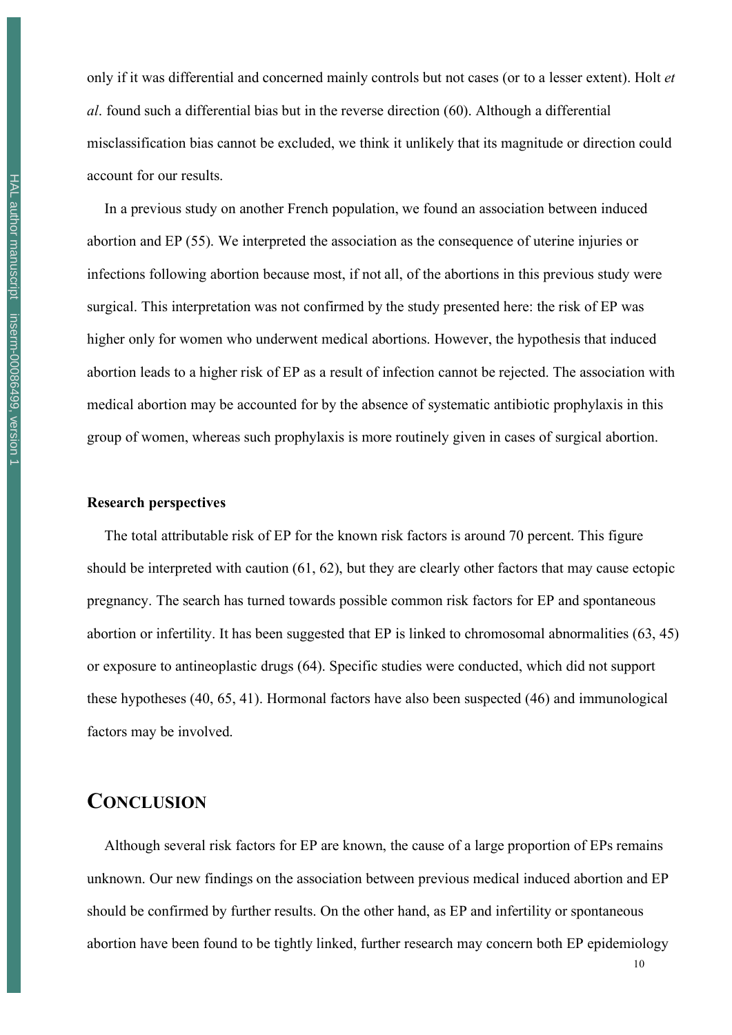only if it was differential and concerned mainly controls but not cases (or to a lesser extent). Holt *et al*. found such a differential bias but in the reverse direction (60). Although a differential misclassification bias cannot be excluded, we think it unlikely that its magnitude or direction could account for our results.

In a previous study on another French population, we found an association between induced abortion and EP (55). We interpreted the association as the consequence of uterine injuries or infections following abortion because most, if not all, of the abortions in this previous study were surgical. This interpretation was not confirmed by the study presented here: the risk of EP was higher only for women who underwent medical abortions. However, the hypothesis that induced abortion leads to a higher risk of EP as a result of infection cannot be rejected. The association with medical abortion may be accounted for by the absence of systematic antibiotic prophylaxis in this group of women, whereas such prophylaxis is more routinely given in cases of surgical abortion.

### Research perspectives

The total attributable risk of EP for the known risk factors is around 70 percent. This figure should be interpreted with caution (61, 62), but they are clearly other factors that may cause ectopic pregnancy. The search has turned towards possible common risk factors for EP and spontaneous abortion or infertility. It has been suggested that EP is linked to chromosomal abnormalities (63, 45) or exposure to antineoplastic drugs (64). Specific studies were conducted, which did not support these hypotheses (40, 65, 41). Hormonal factors have also been suspected (46) and immunological factors may be involved.

## CONCLUSION

Although several risk factors for EP are known, the cause of a large proportion of EPs remains unknown. Our new findings on the association between previous medical induced abortion and EP should be confirmed by further results. On the other hand, as EP and infertility or spontaneous abortion have been found to be tightly linked, further research may concern both EP epidemiology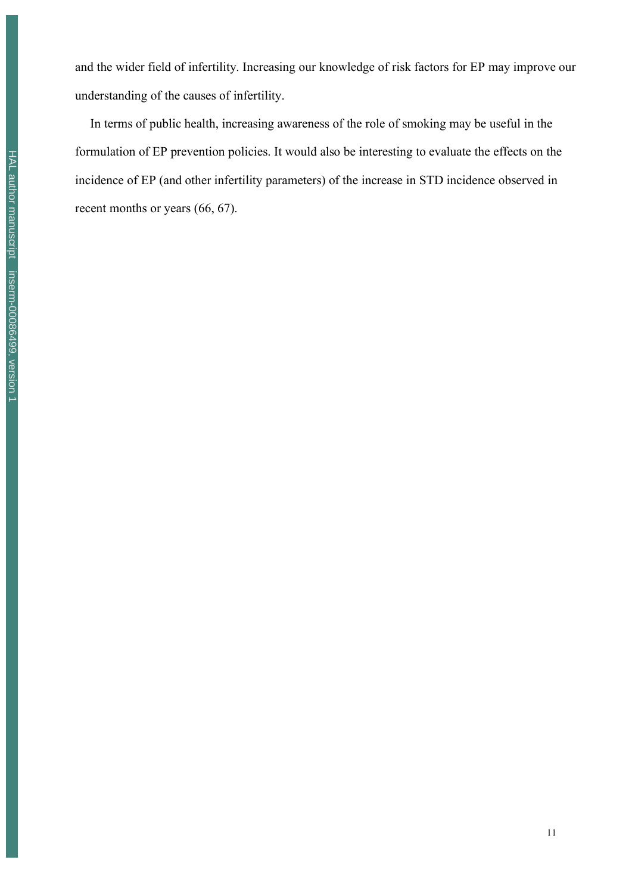and the wider field of infertility. Increasing our knowledge of risk factors for EP may improve our understanding of the causes of infertility.

In terms of public health, increasing awareness of the role of smoking may be useful in the formulation of EP prevention policies. It would also be interesting to evaluate the effects on the incidence of EP (and other infertility parameters) of the increase in STD incidence observed in recent months or years (66, 67).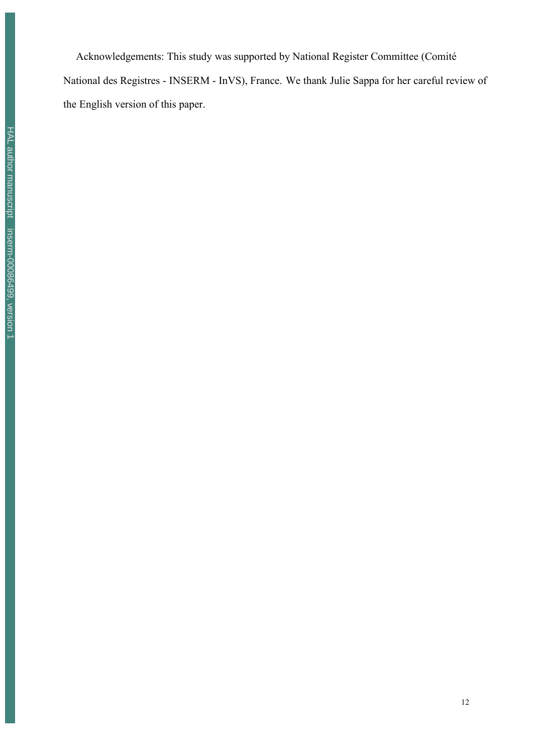Acknowledgements: This study was supported by National Register Committee (Comité National des Registres - INSERM - InVS), France. We thank Julie Sappa for her careful review of the English version of this paper.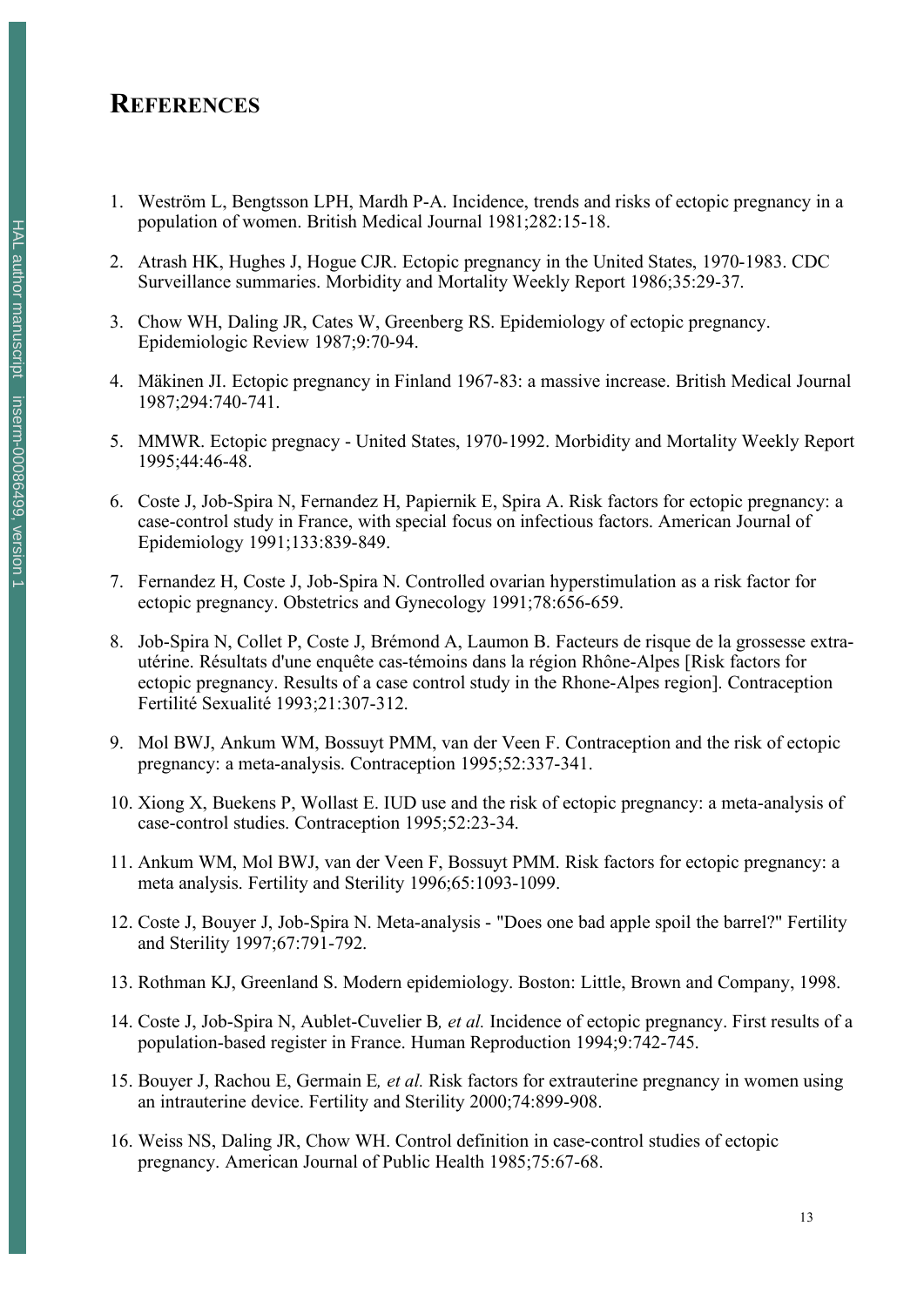# REFERENCES

1. Weström L, Bengtsson LPH, Mardh P-A. Incidence, trends and risks of ectopic pregnancy in a population of women. British Medical Journal 1981;282:15-18.

2. Atrash HK, Hughes J, Hogue CJR. Ectopic pregnancy in the United States, 1970-1983. CDC Surveillance summaries. Morbidity and Mortality Weekly Report 1986;35:29-37.

3. Chow WH, Daling JR, Cates W, Greenberg RS. Epidemiology of ectopic pregnancy. Epidemiologic Review 1987;9:70-94.

4. Mäkinen JI. Ectopic pregnancy in Finland 1967-83: a massive increase. British Medical Journal 1987;294:740-741.

5. MMWR. Ectopic pregnacy - United States, 1970-1992. Morbidity and Mortality Weekly Report 1995;44:46-48.

6. Coste J, Job-Spira N, Fernandez H, Papiernik E, Spira A. Risk factors for ectopic pregnancy: a case-control study in France, with special focus on infectious factors. American Journal of Epidemiology 1991;133:839-849.

7. Fernandez H, Coste J, Job-Spira N. Controlled ovarian hyperstimulation as a risk factor for ectopic pregnancy. Obstetrics and Gynecology 1991;78:656-659.

8. Job-Spira N, Collet P, Coste J, Brémond A, Laumon B. Facteurs de risque de la grossesse extra-utérine. Résultats d'une enquête cas-témoins dans la région Rhône-Alpes [Risk factors for ectopic pregnancy. Results of a case control study in the Rhone-Alpes region]. Contraception Fertilité Sexualité 1993;21:307-312.

9. Mol BWJ, Ankum WM, Bossuyt PMM, van der Veen F. Contraception and the risk of ectopic pregnancy: a meta-analysis. Contraception 1995;52:337-341.

10. Xiong X, Buekens P, Wollast E. IUD use and the risk of ectopic pregnancy: a meta-analysis of case-control studies. Contraception 1995;52:23-34.

11. Ankum WM, Mol BWJ, van der Veen F, Bossuyt PMM. Risk factors for ectopic pregnancy: a meta analysis. Fertility and Sterility 1996;65:1093-1099.

12. Coste J, Bouyer J, Job-Spira N. Meta-analysis - "Does one bad apple spoil the barrel?" Fertility and Sterility 1997;67:791-792.

13. Rothman KJ, Greenland S. Modern epidemiology. Boston: Little, Brown and Company, 1998.

14. Coste J, Job-Spira N, Aublet-Cuvelier B*, et al.* Incidence of ectopic pregnancy. First results of a population-based register in France. Human Reproduction 1994;9:742-745.

15. Bouyer J, Rachou E, Germain E*, et al.* Risk factors for extrauterine pregnancy in women using an intrauterine device. Fertility and Sterility 2000;74:899-908.

16. Weiss NS, Daling JR, Chow WH. Control definition in case-control studies of ectopic pregnancy. American Journal of Public Health 1985;75:67-68.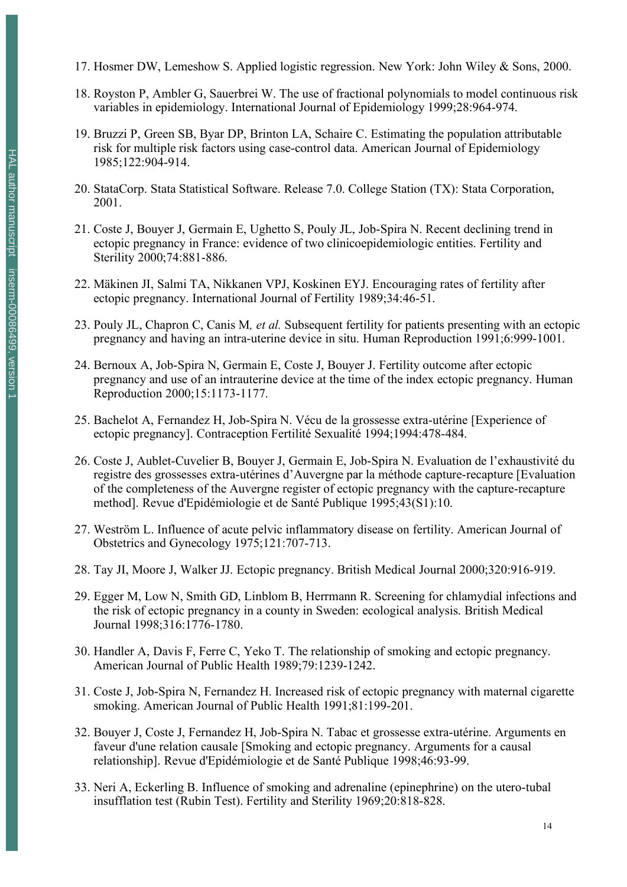17. Hosmer DW, Lemeshow S. Applied logistic regression. New York: John Wiley & Sons, 2000.

18. Royston P, Ambler G, Sauerbrei W. The use of fractional polynomials to model continuous risk variables in epidemiology. International Journal of Epidemiology 1999;28:964-974.

19. Bruzzi P, Green SB, Byar DP, Brinton LA, Schaire C. Estimating the population attributable risk for multiple risk factors using case-control data. American Journal of Epidemiology 1985;122:904-914.

20. StataCorp. Stata Statistical Software. Release 7.0. College Station (TX): Stata Corporation, 2001.

21. Coste J, Bouyer J, Germain E, Ughetto S, Pouly JL, Job-Spira N. Recent declining trend in ectopic pregnancy in France: evidence of two clinicoepidemiologic entities. Fertility and Sterility 2000;74:881-886.

22. Mäkinen JI, Salmi TA, Nikkanen VPJ, Koskinen EYJ. Encouraging rates of fertility after ectopic pregnancy. International Journal of Fertility 1989;34:46-51.

23. Pouly JL, Chapron C, Canis M*, et al.* Subsequent fertility for patients presenting with an ectopic pregnancy and having an intra-uterine device in situ. Human Reproduction 1991;6:999-1001.

24. Bernoux A, Job-Spira N, Germain E, Coste J, Bouyer J. Fertility outcome after ectopic pregnancy and use of an intrauterine device at the time of the index ectopic pregnancy. Human Reproduction 2000;15:1173-1177.

25. Bachelot A, Fernandez H, Job-Spira N. Vécu de la grossesse extra-utérine [Experience of ectopic pregnancy]. Contraception Fertilité Sexualité 1994;1994:478-484.

26. Coste J, Aublet-Cuvelier B, Bouyer J, Germain E, Job-Spira N. Evaluation de l'exhaustivité du registre des grossesses extra-utérines d'Auvergne par la méthode capture-recapture [Evaluation of the completeness of the Auvergne register of ectopic pregnancy with the capture-recapture method]. Revue d'Epidémiologie et de Santé Publique 1995;43(S1):10.

27. Weström L. Influence of acute pelvic inflammatory disease on fertility. American Journal of Obstetrics and Gynecology 1975;121:707-713.

28. Tay JI, Moore J, Walker JJ. Ectopic pregnancy. British Medical Journal 2000;320:916-919.

29. Egger M, Low N, Smith GD, Linblom B, Herrmann R. Screening for chlamydial infections and the risk of ectopic pregnancy in a county in Sweden: ecological analysis. British Medical Journal 1998;316:1776-1780.

30. Handler A, Davis F, Ferre C, Yeko T. The relationship of smoking and ectopic pregnancy. American Journal of Public Health 1989;79:1239-1242.

31. Coste J, Job-Spira N, Fernandez H. Increased risk of ectopic pregnancy with maternal cigarette smoking. American Journal of Public Health 1991;81:199-201.

32. Bouyer J, Coste J, Fernandez H, Job-Spira N. Tabac et grossesse extra-utérine. Arguments en faveur d'une relation causale [Smoking and ectopic pregnancy. Arguments for a causal relationship]. Revue d'Epidémiologie et de Santé Publique 1998;46:93-99.

33. Neri A, Eckerling B. Influence of smoking and adrenaline (epinephrine) on the utero-tubal insufflation test (Rubin Test). Fertility and Sterility 1969;20:818-828.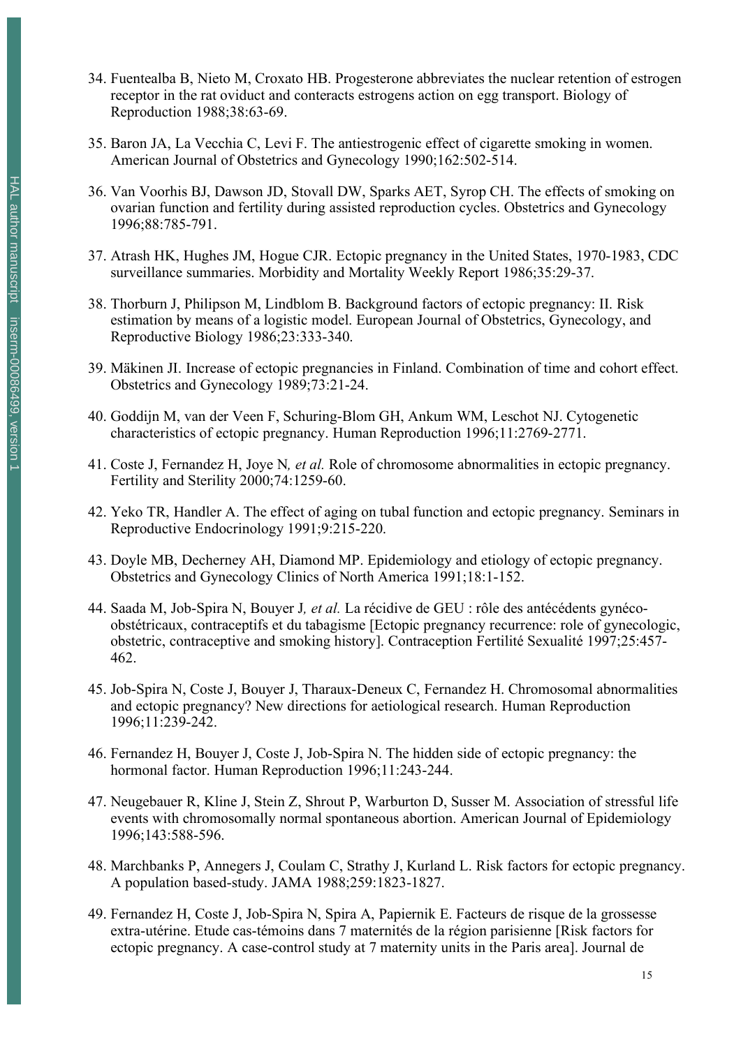34. Fuentealba B, Nieto M, Croxato HB. Progesterone abbreviates the nuclear retention of estrogen receptor in the rat oviduct and conteracts estrogens action on egg transport. Biology of Reproduction 1988;38:63-69.

35. Baron JA, La Vecchia C, Levi F. The antiestrogenic effect of cigarette smoking in women. American Journal of Obstetrics and Gynecology 1990;162:502-514.

36. Van Voorhis BJ, Dawson JD, Stovall DW, Sparks AET, Syrop CH. The effects of smoking on ovarian function and fertility during assisted reproduction cycles. Obstetrics and Gynecology 1996;88:785-791.

37. Atrash HK, Hughes JM, Hogue CJR. Ectopic pregnancy in the United States, 1970-1983, CDC surveillance summaries. Morbidity and Mortality Weekly Report 1986;35:29-37.

38. Thorburn J, Philipson M, Lindblom B. Background factors of ectopic pregnancy: II. Risk estimation by means of a logistic model. European Journal of Obstetrics, Gynecology, and Reproductive Biology 1986;23:333-340.

39. Mäkinen JI. Increase of ectopic pregnancies in Finland. Combination of time and cohort effect. Obstetrics and Gynecology 1989;73:21-24.

40. Goddijn M, van der Veen F, Schuring-Blom GH, Ankum WM, Leschot NJ. Cytogenetic characteristics of ectopic pregnancy. Human Reproduction 1996;11:2769-2771.

41. Coste J, Fernandez H, Joye N*, et al.* Role of chromosome abnormalities in ectopic pregnancy. Fertility and Sterility 2000;74:1259-60.

42. Yeko TR, Handler A. The effect of aging on tubal function and ectopic pregnancy. Seminars in Reproductive Endocrinology 1991;9:215-220.

43. Doyle MB, Decherney AH, Diamond MP. Epidemiology and etiology of ectopic pregnancy. Obstetrics and Gynecology Clinics of North America 1991;18:1-152.

44. Saada M, Job-Spira N, Bouyer J*, et al.* La récidive de GEU : rôle des antécédents gynéco-obstétricaux, contraceptifs et du tabagisme [Ectopic pregnancy recurrence: role of gynecologic, obstetric, contraceptive and smoking history]. Contraception Fertilité Sexualité 1997;25:457-462.

45. Job-Spira N, Coste J, Bouyer J, Tharaux-Deneux C, Fernandez H. Chromosomal abnormalities and ectopic pregnancy? New directions for aetiological research. Human Reproduction 1996;11:239-242.

46. Fernandez H, Bouyer J, Coste J, Job-Spira N. The hidden side of ectopic pregnancy: the hormonal factor. Human Reproduction 1996;11:243-244.

47. Neugebauer R, Kline J, Stein Z, Shrout P, Warburton D, Susser M. Association of stressful life events with chromosomally normal spontaneous abortion. American Journal of Epidemiology 1996;143:588-596.

48. Marchbanks P, Annegers J, Coulam C, Strathy J, Kurland L. Risk factors for ectopic pregnancy. A population based-study. JAMA 1988;259:1823-1827.

49. Fernandez H, Coste J, Job-Spira N, Spira A, Papiernik E. Facteurs de risque de la grossesse extra-utérine. Etude cas-témoins dans 7 maternités de la région parisienne [Risk factors for ectopic pregnancy. A case-control study at 7 maternity units in the Paris area]. Journal de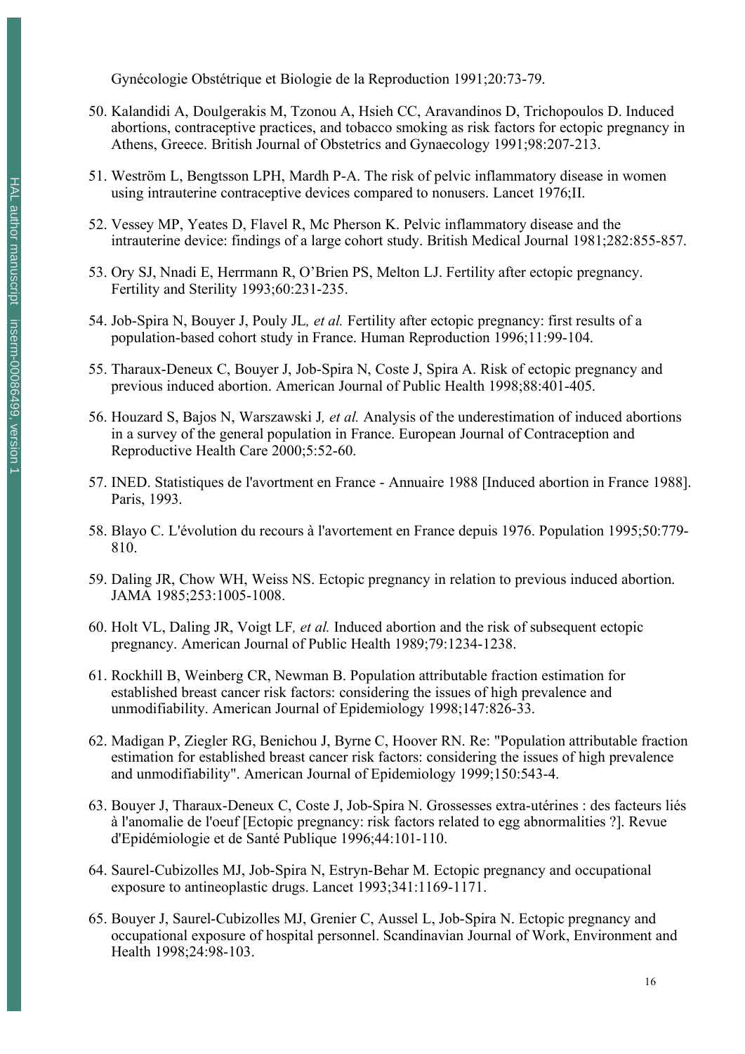Gynécologie Obstétrique et Biologie de la Reproduction 1991;20:73-79.

50. Kalandidi A, Doulgerakis M, Tzonou A, Hsieh CC, Aravandinos D, Trichopoulos D. Induced abortions, contraceptive practices, and tobacco smoking as risk factors for ectopic pregnancy in Athens, Greece. British Journal of Obstetrics and Gynaecology 1991;98:207-213.

51. Weström L, Bengtsson LPH, Mardh P-A. The risk of pelvic inflammatory disease in women using intrauterine contraceptive devices compared to nonusers. Lancet 1976;II.

52. Vessey MP, Yeates D, Flavel R, Mc Pherson K. Pelvic inflammatory disease and the intrauterine device: findings of a large cohort study. British Medical Journal 1981;282:855-857.

53. Ory SJ, Nnadi E, Herrmann R, O'Brien PS, Melton LJ. Fertility after ectopic pregnancy. Fertility and Sterility 1993;60:231-235.

54. Job-Spira N, Bouyer J, Pouly JL*, et al.* Fertility after ectopic pregnancy: first results of a population-based cohort study in France. Human Reproduction 1996;11:99-104.

55. Tharaux-Deneux C, Bouyer J, Job-Spira N, Coste J, Spira A. Risk of ectopic pregnancy and previous induced abortion. American Journal of Public Health 1998;88:401-405.

56. Houzard S, Bajos N, Warszawski J*, et al.* Analysis of the underestimation of induced abortions in a survey of the general population in France. European Journal of Contraception and Reproductive Health Care 2000;5:52-60.

57. INED. Statistiques de l'avortment en France - Annuaire 1988 [Induced abortion in France 1988]. Paris, 1993.

58. Blayo C. L'évolution du recours à l'avortement en France depuis 1976. Population 1995;50:779-810.

59. Daling JR, Chow WH, Weiss NS. Ectopic pregnancy in relation to previous induced abortion. JAMA 1985;253:1005-1008.

60. Holt VL, Daling JR, Voigt LF*, et al.* Induced abortion and the risk of subsequent ectopic pregnancy. American Journal of Public Health 1989;79:1234-1238.

61. Rockhill B, Weinberg CR, Newman B. Population attributable fraction estimation for established breast cancer risk factors: considering the issues of high prevalence and unmodifiability. American Journal of Epidemiology 1998;147:826-33.

62. Madigan P, Ziegler RG, Benichou J, Byrne C, Hoover RN. Re: "Population attributable fraction estimation for established breast cancer risk factors: considering the issues of high prevalence and unmodifiability". American Journal of Epidemiology 1999;150:543-4.

63. Bouyer J, Tharaux-Deneux C, Coste J, Job-Spira N. Grossesses extra-utérines : des facteurs liés à l'anomalie de l'oeuf [Ectopic pregnancy: risk factors related to egg abnormalities ?]. Revue d'Epidémiologie et de Santé Publique 1996;44:101-110.

64. Saurel-Cubizolles MJ, Job-Spira N, Estryn-Behar M. Ectopic pregnancy and occupational exposure to antineoplastic drugs. Lancet 1993;341:1169-1171.

65. Bouyer J, Saurel-Cubizolles MJ, Grenier C, Aussel L, Job-Spira N. Ectopic pregnancy and occupational exposure of hospital personnel. Scandinavian Journal of Work, Environment and Health 1998;24:98-103.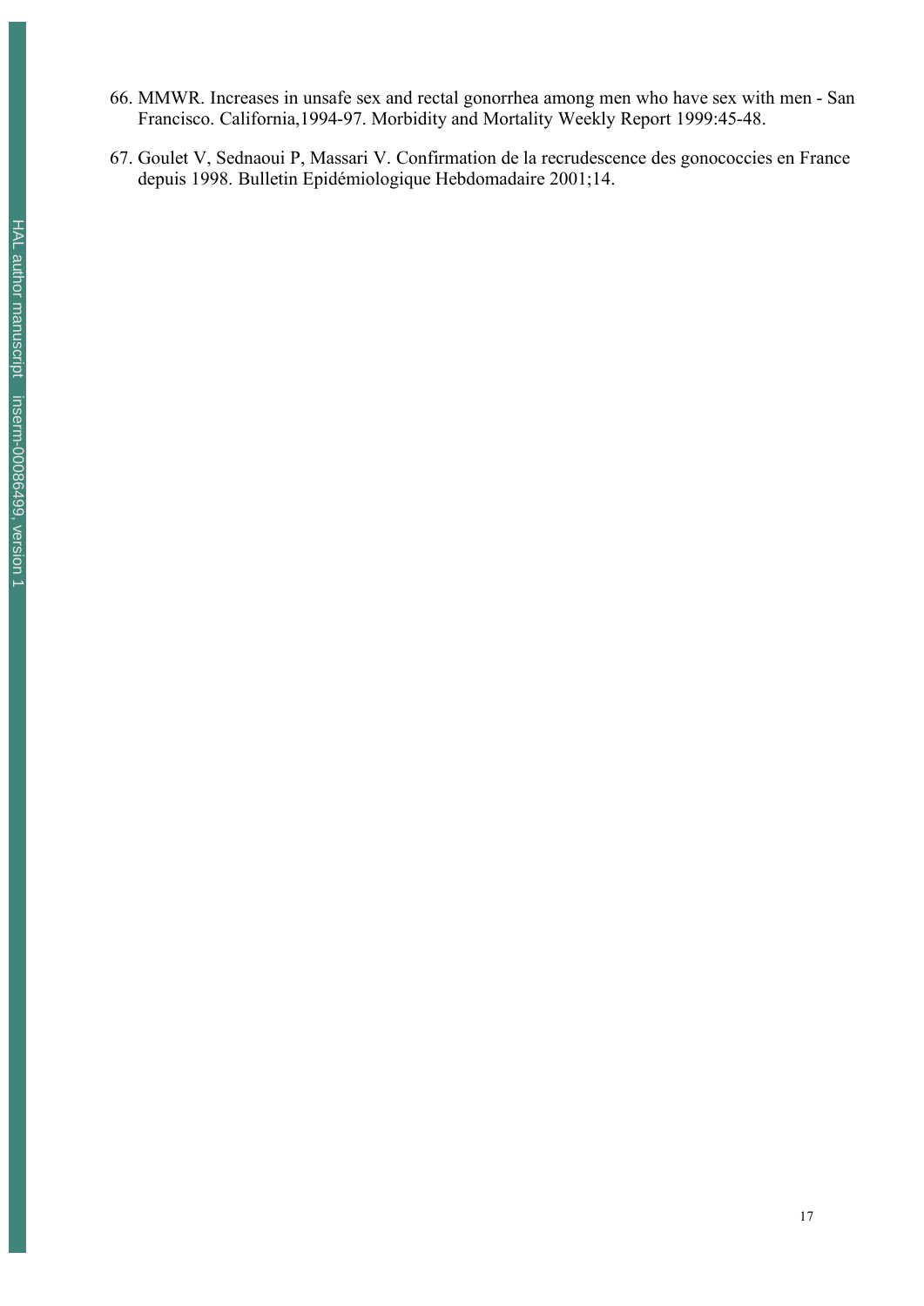66. MMWR. Increases in unsafe sex and rectal gonorrhea among men who have sex with men - San Francisco. California,1994-97. Morbidity and Mortality Weekly Report 1999:45-48.

67. Goulet V, Sednaoui P, Massari V. Confirmation de la recrudescence des gonococcies en France depuis 1998. Bulletin Epidémiologique Hebdomadaire 2001;14.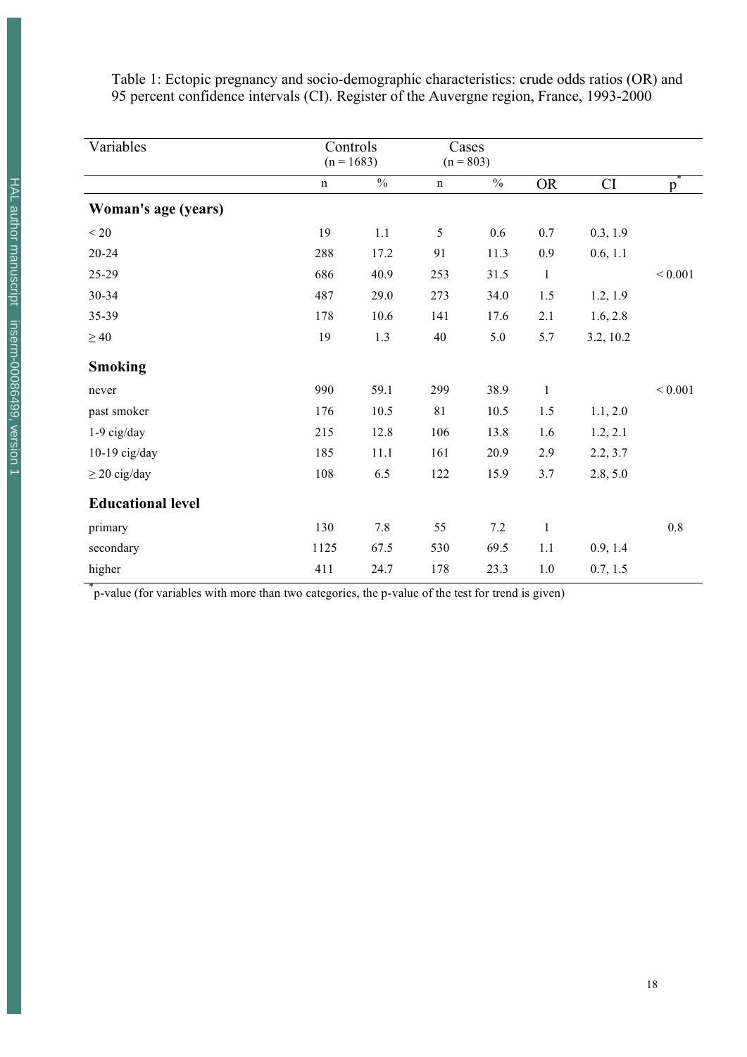Table 1: Ectopic pregnancy and socio-demographic characteristics: crude odds ratios (OR) and 95 percent confidence intervals (CI). Register of the Auvergne region, France, 1993-2000

| Variables | Controls (n = 1683) | | Cases (n = 803) | | | | |
|---|---|---|---|---|---|---|---|
| | n | % | n | % | OR | CI | p* |
| **Woman's age (years)** | | | | | | | |
| < 20 | 19 | 1.1 | 5 | 0.6 | 0.7 | 0.3, 1.9 | |
| 20-24 | 288 | 17.2 | 91 | 11.3 | 0.9 | 0.6, 1.1 | |
| 25-29 | 686 | 40.9 | 253 | 31.5 | 1 | | < 0.001 |
| 30-34 | 487 | 29.0 | 273 | 34.0 | 1.5 | 1.2, 1.9 | |
| 35-39 | 178 | 10.6 | 141 | 17.6 | 2.1 | 1.6, 2.8 | |
| ≥ 40 | 19 | 1.3 | 40 | 5.0 | 5.7 | 3.2, 10.2 | |
| **Smoking** | | | | | | | |
| never | 990 | 59.1 | 299 | 38.9 | 1 | | < 0.001 |
| past smoker | 176 | 10.5 | 81 | 10.5 | 1.5 | 1.1, 2.0 | |
| 1-9 cig/day | 215 | 12.8 | 106 | 13.8 | 1.6 | 1.2, 2.1 | |
| 10-19 cig/day | 185 | 11.1 | 161 | 20.9 | 2.9 | 2.2, 3.7 | |
| ≥ 20 cig/day | 108 | 6.5 | 122 | 15.9 | 3.7 | 2.8, 5.0 | |
| **Educational level** | | | | | | | |
| primary | 130 | 7.8 | 55 | 7.2 | 1 | | 0.8 |
| secondary | 1125 | 67.5 | 530 | 69.5 | 1.1 | 0.9, 1.4 | |
| higher | 411 | 24.7 | 178 | 23.3 | 1.0 | 0.7, 1.5 | |

*p-value (for variables with more than two categories, the p-value of the test for trend is given)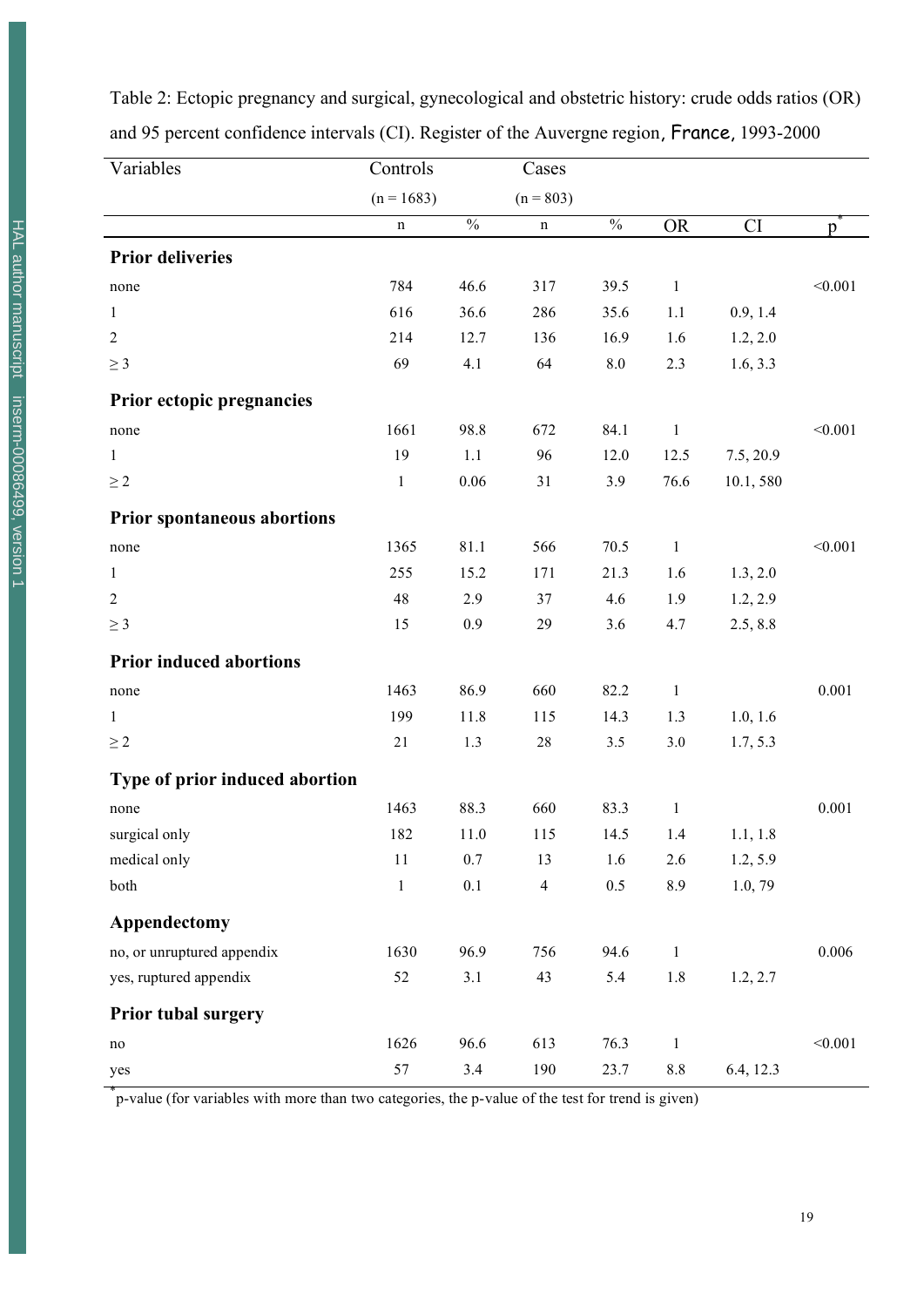Table 2: Ectopic pregnancy and surgical, gynecological and obstetric history: crude odds ratios (OR) and 95 percent confidence intervals (CI). Register of the Auvergne region, France, 1993-2000

| Variables | Controls | | Cases | | | | |
|---|---|---|---|---|---|---|---|
| | (n = 1683) | | (n = 803) | | | | |
| | n | % | n | % | OR | CI | p* |
| **Prior deliveries** | | | | | | | |
| none | 784 | 46.6 | 317 | 39.5 | 1 | | <0.001 |
| 1 | 616 | 36.6 | 286 | 35.6 | 1.1 | 0.9, 1.4 | |
| 2 | 214 | 12.7 | 136 | 16.9 | 1.6 | 1.2, 2.0 | |
| ≥ 3 | 69 | 4.1 | 64 | 8.0 | 2.3 | 1.6, 3.3 | |
| **Prior ectopic pregnancies** | | | | | | | |
| none | 1661 | 98.8 | 672 | 84.1 | 1 | | <0.001 |
| 1 | 19 | 1.1 | 96 | 12.0 | 12.5 | 7.5, 20.9 | |
| ≥ 2 | 1 | 0.06 | 31 | 3.9 | 76.6 | 10.1, 580 | |
| **Prior spontaneous abortions** | | | | | | | |
| none | 1365 | 81.1 | 566 | 70.5 | 1 | | <0.001 |
| 1 | 255 | 15.2 | 171 | 21.3 | 1.6 | 1.3, 2.0 | |
| 2 | 48 | 2.9 | 37 | 4.6 | 1.9 | 1.2, 2.9 | |
| ≥ 3 | 15 | 0.9 | 29 | 3.6 | 4.7 | 2.5, 8.8 | |
| **Prior induced abortions** | | | | | | | |
| none | 1463 | 86.9 | 660 | 82.2 | 1 | | 0.001 |
| 1 | 199 | 11.8 | 115 | 14.3 | 1.3 | 1.0, 1.6 | |
| ≥ 2 | 21 | 1.3 | 28 | 3.5 | 3.0 | 1.7, 5.3 | |
| **Type of prior induced abortion** | | | | | | | |
| none | 1463 | 88.3 | 660 | 83.3 | 1 | | 0.001 |
| surgical only | 182 | 11.0 | 115 | 14.5 | 1.4 | 1.1, 1.8 | |
| medical only | 11 | 0.7 | 13 | 1.6 | 2.6 | 1.2, 5.9 | |
| both | 1 | 0.1 | 4 | 0.5 | 8.9 | 1.0, 79 | |
| **Appendectomy** | | | | | | | |
| no, or unruptured appendix | 1630 | 96.9 | 756 | 94.6 | 1 | | 0.006 |
| yes, ruptured appendix | 52 | 3.1 | 43 | 5.4 | 1.8 | 1.2, 2.7 | |
| **Prior tubal surgery** | | | | | | | |
| no | 1626 | 96.6 | 613 | 76.3 | 1 | | <0.001 |
| yes | 57 | 3.4 | 190 | 23.7 | 8.8 | 6.4, 12.3 | |

*p-value (for variables with more than two categories, the p-value of the test for trend is given)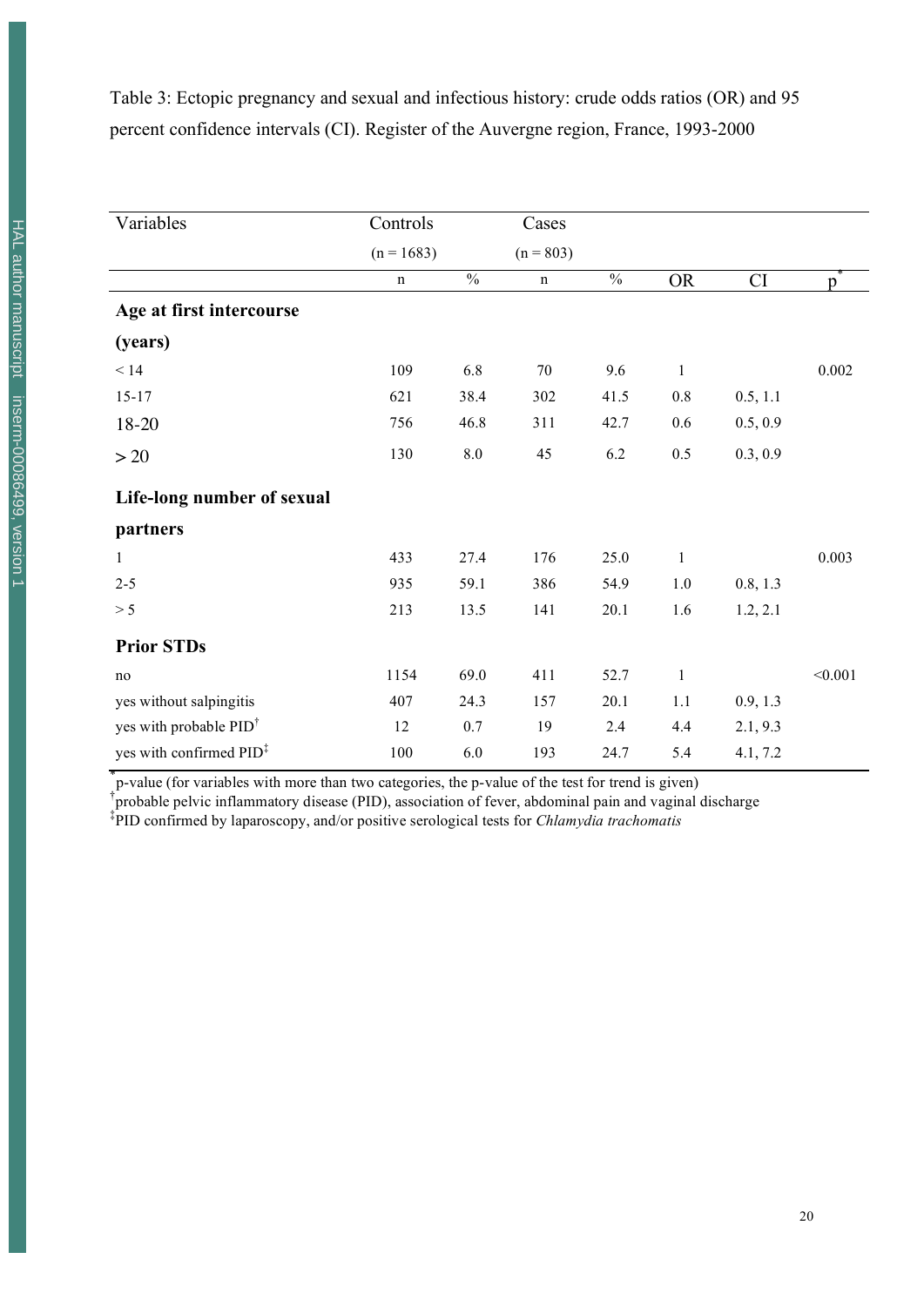Table 3: Ectopic pregnancy and sexual and infectious history: crude odds ratios (OR) and 95 percent confidence intervals (CI). Register of the Auvergne region, France, 1993-2000

| Variables | Controls (n = 1683) | | Cases (n = 803) | | | | |
|---|---|---|---|---|---|---|---|
| | n | % | n | % | OR | CI | p* |
| **Age at first intercourse (years)** | | | | | | | |
| < 14 | 109 | 6.8 | 70 | 9.6 | 1 | | 0.002 |
| 15-17 | 621 | 38.4 | 302 | 41.5 | 0.8 | 0.5, 1.1 | |
| 18-20 | 756 | 46.8 | 311 | 42.7 | 0.6 | 0.5, 0.9 | |
| > 20 | 130 | 8.0 | 45 | 6.2 | 0.5 | 0.3, 0.9 | |
| **Life-long number of sexual partners** | | | | | | | |
| 1 | 433 | 27.4 | 176 | 25.0 | 1 | | 0.003 |
| 2-5 | 935 | 59.1 | 386 | 54.9 | 1.0 | 0.8, 1.3 | |
| > 5 | 213 | 13.5 | 141 | 20.1 | 1.6 | 1.2, 2.1 | |
| **Prior STDs** | | | | | | | |
| no | 1154 | 69.0 | 411 | 52.7 | 1 | | <0.001 |
| yes without salpingitis | 407 | 24.3 | 157 | 20.1 | 1.1 | 0.9, 1.3 | |
| yes with probable PID† | 12 | 0.7 | 19 | 2.4 | 4.4 | 2.1, 9.3 | |
| yes with confirmed PID‡ | 100 | 6.0 | 193 | 24.7 | 5.4 | 4.1, 7.2 | |

*p-value (for variables with more than two categories, the p-value of the test for trend is given)

†probable pelvic inflammatory disease (PID), association of fever, abdominal pain and vaginal discharge

‡PID confirmed by laparoscopy, and/or positive serological tests for *Chlamydia trachomatis*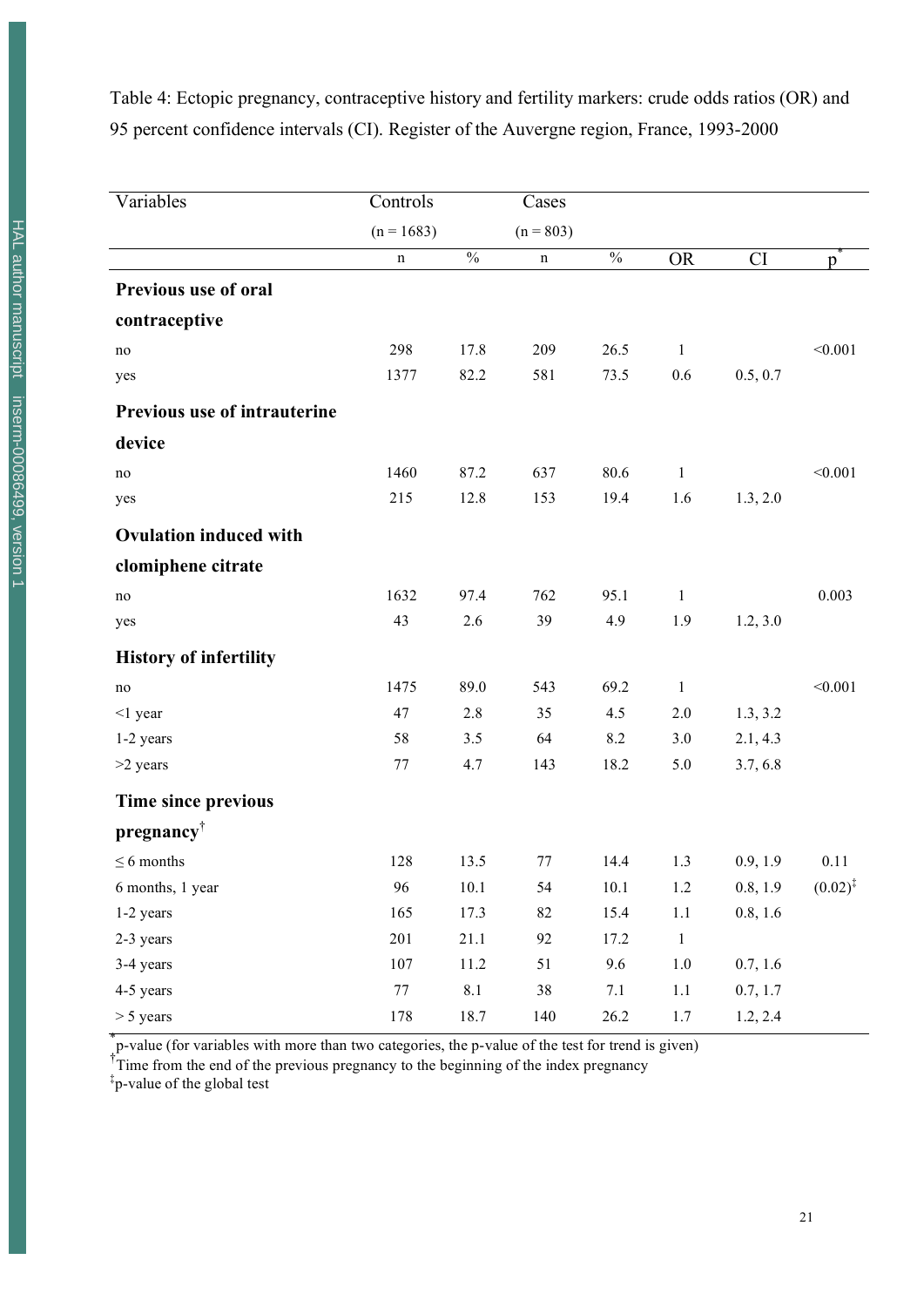Table 4: Ectopic pregnancy, contraceptive history and fertility markers: crude odds ratios (OR) and 95 percent confidence intervals (CI). Register of the Auvergne region, France, 1993-2000

| Variables | Controls | | Cases | | | | |
|---|---|---|---|---|---|---|---|
| | (n = 1683) | | (n = 803) | | | | |
| | n | % | n | % | OR | CI | p* |
| **Previous use of oral contraceptive** | | | | | | | |
| no | 298 | 17.8 | 209 | 26.5 | 1 | | <0.001 |
| yes | 1377 | 82.2 | 581 | 73.5 | 0.6 | 0.5, 0.7 | |
| **Previous use of intrauterine device** | | | | | | | |
| no | 1460 | 87.2 | 637 | 80.6 | 1 | | <0.001 |
| yes | 215 | 12.8 | 153 | 19.4 | 1.6 | 1.3, 2.0 | |
| **Ovulation induced with clomiphene citrate** | | | | | | | |
| no | 1632 | 97.4 | 762 | 95.1 | 1 | | 0.003 |
| yes | 43 | 2.6 | 39 | 4.9 | 1.9 | 1.2, 3.0 | |
| **History of infertility** | | | | | | | |
| no | 1475 | 89.0 | 543 | 69.2 | 1 | | <0.001 |
| <1 year | 47 | 2.8 | 35 | 4.5 | 2.0 | 1.3, 3.2 | |
| 1-2 years | 58 | 3.5 | 64 | 8.2 | 3.0 | 2.1, 4.3 | |
| >2 years | 77 | 4.7 | 143 | 18.2 | 5.0 | 3.7, 6.8 | |
| **Time since previous pregnancy†** | | | | | | | |
| ≤ 6 months | 128 | 13.5 | 77 | 14.4 | 1.3 | 0.9, 1.9 | 0.11 |
| 6 months, 1 year | 96 | 10.1 | 54 | 10.1 | 1.2 | 0.8, 1.9 | (0.02)‡ |
| 1-2 years | 165 | 17.3 | 82 | 15.4 | 1.1 | 0.8, 1.6 | |
| 2-3 years | 201 | 21.1 | 92 | 17.2 | 1 | | |
| 3-4 years | 107 | 11.2 | 51 | 9.6 | 1.0 | 0.7, 1.6 | |
| 4-5 years | 77 | 8.1 | 38 | 7.1 | 1.1 | 0.7, 1.7 | |
| > 5 years | 178 | 18.7 | 140 | 26.2 | 1.7 | 1.2, 2.4 | |

*p-value (for variables with more than two categories, the p-value of the test for trend is given)
†Time from the end of the previous pregnancy to the beginning of the index pregnancy
‡p-value of the global test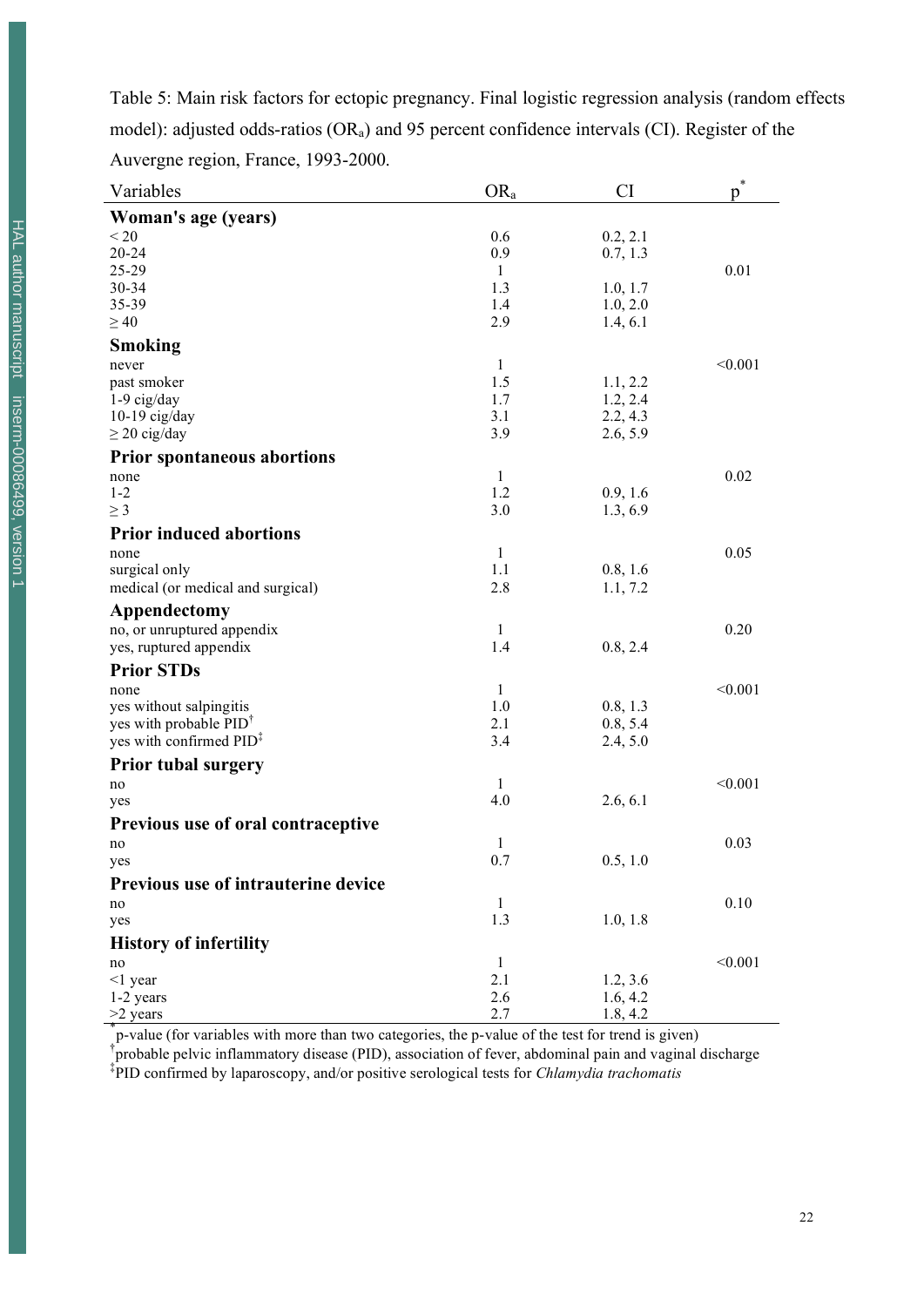Table 5: Main risk factors for ectopic pregnancy. Final logistic regression analysis (random effects model): adjusted odds-ratios ($OR_a$) and 95 percent confidence intervals (CI). Register of the Auvergne region, France, 1993-2000.

| Variables | $OR_a$ | CI | p[*] |
|---|---|---|---|
| **Woman's age (years)** | | | |
| < 20 | 0.6 | 0.2, 2.1 | |
| 20-24 | 0.9 | 0.7, 1.3 | |
| 25-29 | 1 | | 0.01 |
| 30-34 | 1.3 | 1.0, 1.7 | |
| 35-39 | 1.4 | 1.0, 2.0 | |
| ≥ 40 | 2.9 | 1.4, 6.1 | |
| **Smoking** | | | |
| never | 1 | | <0.001 |
| past smoker | 1.5 | 1.1, 2.2 | |
| 1-9 cig/day | 1.7 | 1.2, 2.4 | |
| 10-19 cig/day | 3.1 | 2.2, 4.3 | |
| ≥ 20 cig/day | 3.9 | 2.6, 5.9 | |
| **Prior spontaneous abortions** | | | |
| none | 1 | | 0.02 |
| 1-2 | 1.2 | 0.9, 1.6 | |
| ≥ 3 | 3.0 | 1.3, 6.9 | |
| **Prior induced abortions** | | | |
| none | 1 | | 0.05 |
| surgical only | 1.1 | 0.8, 1.6 | |
| medical (or medical and surgical) | 2.8 | 1.1, 7.2 | |
| **Appendectomy** | | | |
| no, or unruptured appendix | 1 | | 0.20 |
| yes, ruptured appendix | 1.4 | 0.8, 2.4 | |
| **Prior STDs** | | | |
| none | 1 | | <0.001 |
| yes without salpingitis | 1.0 | 0.8, 1.3 | |
| yes with probable PID[†] | 2.1 | 0.8, 5.4 | |
| yes with confirmed PID[‡] | 3.4 | 2.4, 5.0 | |
| **Prior tubal surgery** | | | |
| no | 1 | | <0.001 |
| yes | 4.0 | 2.6, 6.1 | |
| **Previous use of oral contraceptive** | | | |
| no | 1 | | 0.03 |
| yes | 0.7 | 0.5, 1.0 | |
| **Previous use of intrauterine device** | | | |
| no | 1 | | 0.10 |
| yes | 1.3 | 1.0, 1.8 | |
| **History of infertility** | | | |
| no | 1 | | <0.001 |
| <1 year | 2.1 | 1.2, 3.6 | |
| 1-2 years | 2.6 | 1.6, 4.2 | |
| >2 years | 2.7 | 1.8, 4.2 | |

[*] p-value (for variables with more than two categories, the p-value of the test for trend is given)

[†] probable pelvic inflammatory disease (PID), association of fever, abdominal pain and vaginal discharge

[‡] PID confirmed by laparoscopy, and/or positive serological tests for *Chlamydia trachomatis*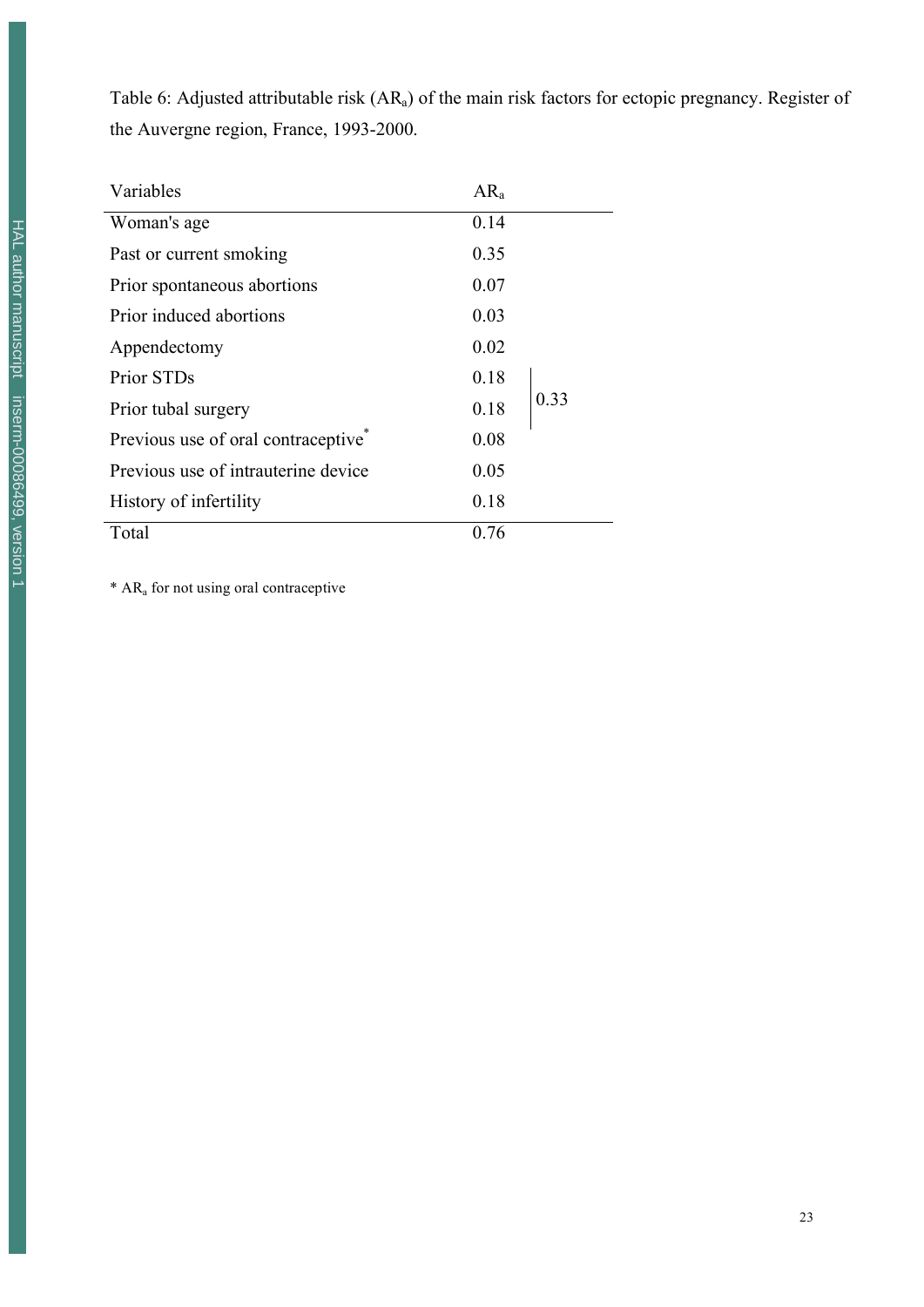Table 6: Adjusted attributable risk ($AR_a$) of the main risk factors for ectopic pregnancy. Register of the Auvergne region, France, 1993-2000.

| Variables | $AR_a$ | |
|---|---|---|
| Woman's age | 0.14 | |
| Past or current smoking | 0.35 | |
| Prior spontaneous abortions | 0.07 | |
| Prior induced abortions | 0.03 | |
| Appendectomy | 0.02 | |
| Prior STDs | 0.18 | 0.33 |
| Prior tubal surgery | 0.18 | |
| Previous use of oral contraceptive* | 0.08 | |
| Previous use of intrauterine device | 0.05 | |
| History of infertility | 0.18 | |
| Total | 0.76 | |

* $AR_a$ for not using oral contraceptive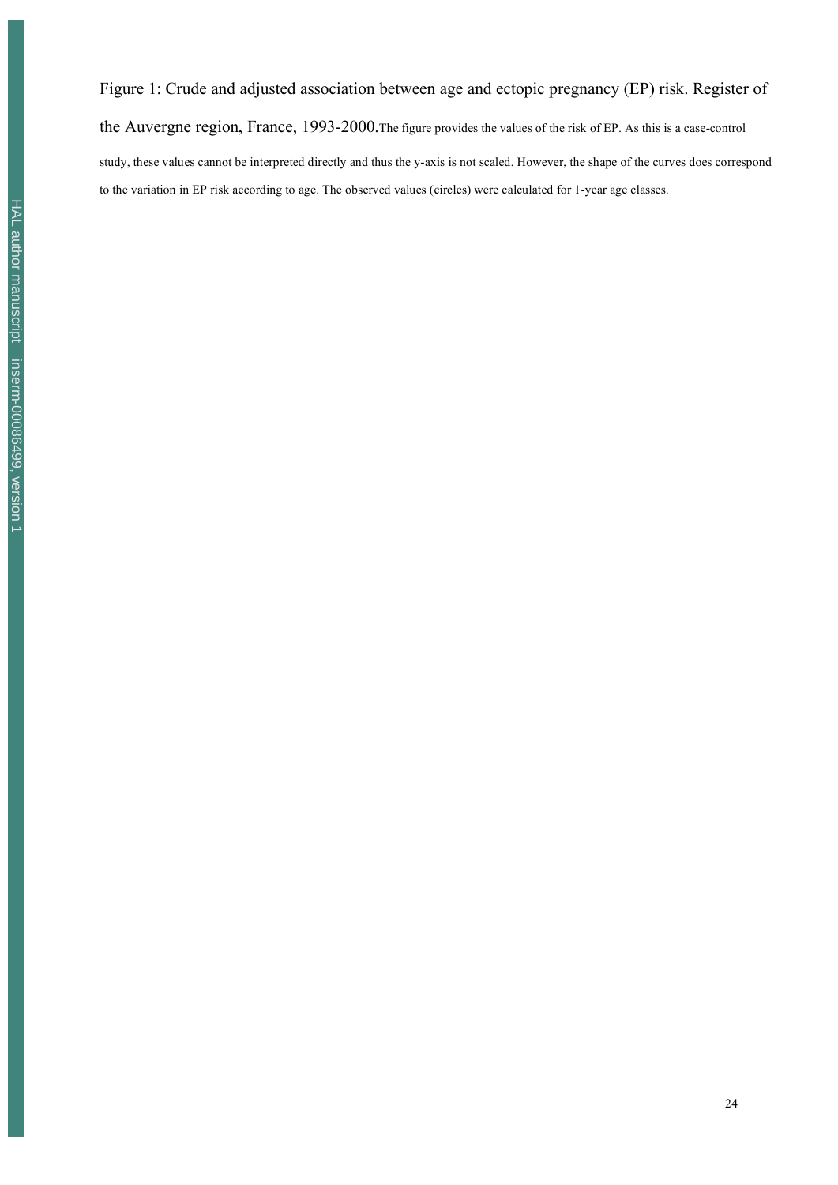Figure 1: Crude and adjusted association between age and ectopic pregnancy (EP) risk. Register of the Auvergne region, France, 1993-2000. The figure provides the values of the risk of EP. As this is a case-control study, these values cannot be interpreted directly and thus the y-axis is not scaled. However, the shape of the curves does correspond to the variation in EP risk according to age. The observed values (circles) were calculated for 1-year age classes.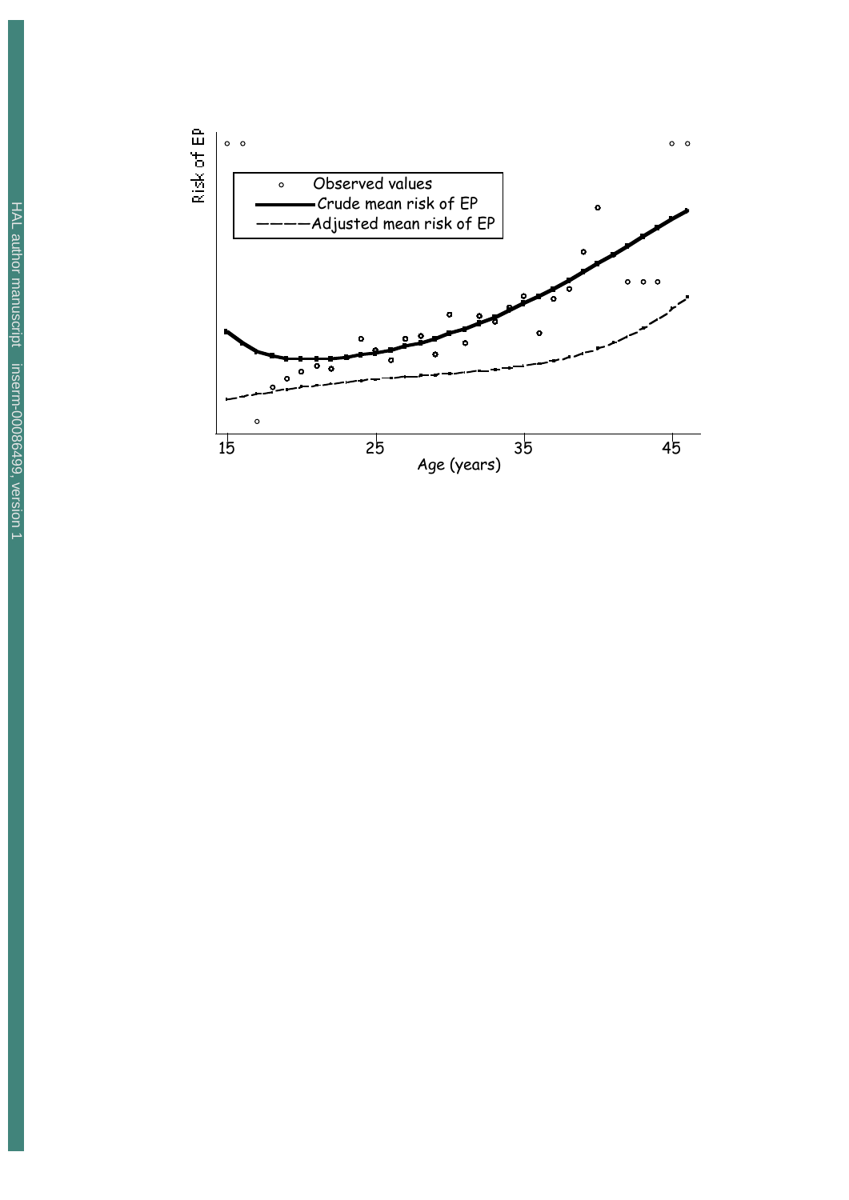Risk of EP

Observed values
Crude mean risk of EP
Adjusted mean risk of EP

15
25
35
45
Age (years)